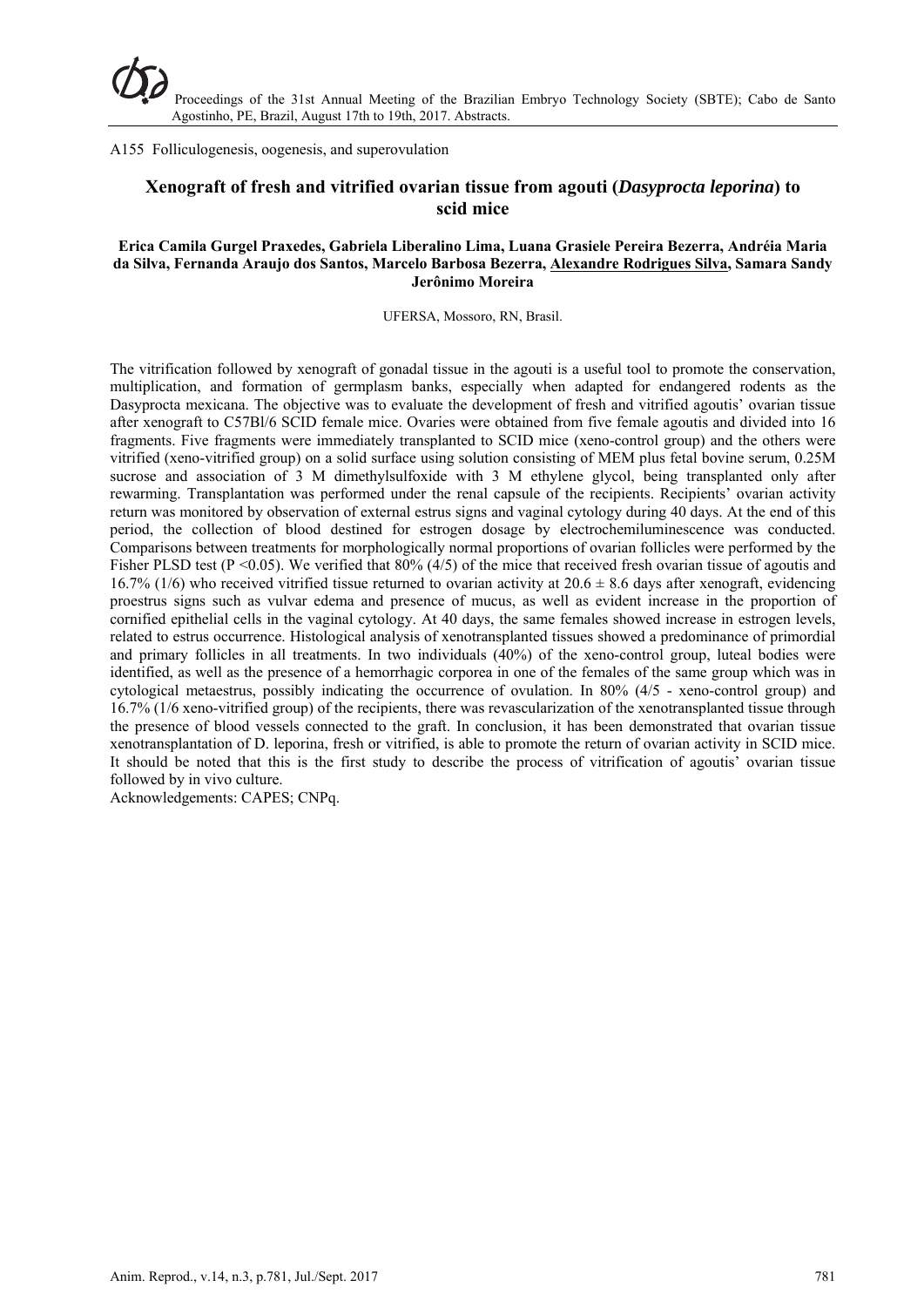A155 Folliculogenesis, oogenesis, and superovulation

# Xenograft of fresh and vitrified ovarian tissue from agouti (*Dasyprocta leporina*) to scid mice

**Erica Camila Gurgel Praxedes, Gabriela Liberalino Lima, Luana Grasiele Pereira Bezerra, Andréia Maria da Silva, Fernanda Araujo dos Santos, Marcelo Barbosa Bezerra, Alexandre Rodrigues Silva, Samara Sandy Jerônimo Moreira**

UFERSA, Mossoro, RN, Brasil.

The vitrification followed by xenograft of gonadal tissue in the agouti is a useful tool to promote the conservation, multiplication, and formation of germplasm banks, especially when adapted for endangered rodents as the Dasyprocta mexicana. The objective was to evaluate the development of fresh and vitrified agoutis' ovarian tissue after xenograft to C57Bl/6 SCID female mice. Ovaries were obtained from five female agoutis and divided into 16 fragments. Five fragments were immediately transplanted to SCID mice (xeno-control group) and the others were vitrified (xeno-vitrified group) on a solid surface using solution consisting of MEM plus fetal bovine serum, 0.25M sucrose and association of 3 M dimethylsulfoxide with 3 M ethylene glycol, being transplanted only after rewarming. Transplantation was performed under the renal capsule of the recipients. Recipients' ovarian activity return was monitored by observation of external estrus signs and vaginal cytology during 40 days. At the end of this period, the collection of blood destined for estrogen dosage by electrochemiluminescence was conducted. Comparisons between treatments for morphologically normal proportions of ovarian follicles were performed by the Fisher PLSD test ($P < 0.05$). We verified that 80% (4/5) of the mice that received fresh ovarian tissue of agoutis and 16.7% (1/6) who received vitrified tissue returned to ovarian activity at $20.6 \pm 8.6$ days after xenograft, evidencing proestrus signs such as vulvar edema and presence of mucus, as well as evident increase in the proportion of cornified epithelial cells in the vaginal cytology. At 40 days, the same females showed increase in estrogen levels, related to estrus occurrence. Histological analysis of xenotransplanted tissues showed a predominance of primordial and primary follicles in all treatments. In two individuals (40%) of the xeno-control group, luteal bodies were identified, as well as the presence of a hemorrhagic corporea in one of the females of the same group which was in cytological metaestrus, possibly indicating the occurrence of ovulation. In 80% (4/5 - xeno-control group) and 16.7% (1/6 xeno-vitrified group) of the recipients, there was revascularization of the xenotransplanted tissue through the presence of blood vessels connected to the graft. In conclusion, it has been demonstrated that ovarian tissue xenotransplantation of D. leporina, fresh or vitrified, is able to promote the return of ovarian activity in SCID mice. It should be noted that this is the first study to describe the process of vitrification of agoutis' ovarian tissue followed by in vivo culture.

Acknowledgements: CAPES; CNPq.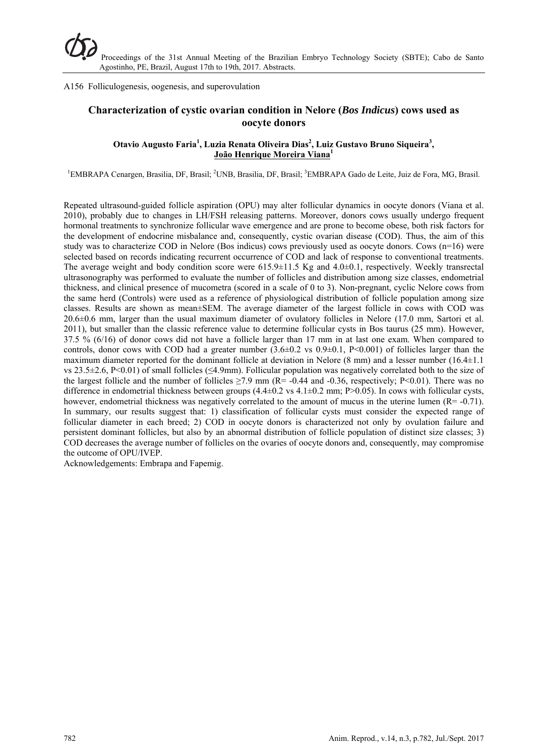A156 Folliculogenesis, oogenesis, and superovulation

## Characterization of cystic ovarian condition in Nelore (*Bos Indicus*) cows used as oocyte donors

**Otavio Augusto Faria[1], Luzia Renata Oliveira Dias[2], Luiz Gustavo Bruno Siqueira[3], João Henrique Moreira Viana[1]**

[1]EMBRAPA Cenargen, Brasilia, DF, Brasil; [2]UNB, Brasilia, DF, Brasil; [3]EMBRAPA Gado de Leite, Juiz de Fora, MG, Brasil.

Repeated ultrasound-guided follicle aspiration (OPU) may alter follicular dynamics in oocyte donors (Viana et al. 2010), probably due to changes in LH/FSH releasing patterns. Moreover, donors cows usually undergo frequent hormonal treatments to synchronize follicular wave emergence and are prone to become obese, both risk factors for the development of endocrine misbalance and, consequently, cystic ovarian disease (COD). Thus, the aim of this study was to characterize COD in Nelore (Bos indicus) cows previously used as oocyte donors. Cows (n=16) were selected based on records indicating recurrent occurrence of COD and lack of response to conventional treatments. The average weight and body condition score were 615.9±11.5 Kg and 4.0±0.1, respectively. Weekly transrectal ultrasonography was performed to evaluate the number of follicles and distribution among size classes, endometrial thickness, and clinical presence of mucometra (scored in a scale of 0 to 3). Non-pregnant, cyclic Nelore cows from the same herd (Controls) were used as a reference of physiological distribution of follicle population among size classes. Results are shown as mean±SEM. The average diameter of the largest follicle in cows with COD was 20.6±0.6 mm, larger than the usual maximum diameter of ovulatory follicles in Nelore (17.0 mm, Sartori et al. 2011), but smaller than the classic reference value to determine follicular cysts in Bos taurus (25 mm). However, 37.5 % (6/16) of donor cows did not have a follicle larger than 17 mm in at last one exam. When compared to controls, donor cows with COD had a greater number (3.6±0.2 vs 0.9±0.1, $P<0.001$) of follicles larger than the maximum diameter reported for the dominant follicle at deviation in Nelore (8 mm) and a lesser number (16.4±1.1 vs 23.5±2.6, $P<0.01$) of small follicles (≤4.9mm). Follicular population was negatively correlated both to the size of the largest follicle and the number of follicles ≥7.9 mm ($R= -0.44$ and $-0.36$, respectively; $P<0.01$). There was no difference in endometrial thickness between groups (4.4±0.2 vs 4.1±0.2 mm; $P>0.05$). In cows with follicular cysts, however, endometrial thickness was negatively correlated to the amount of mucus in the uterine lumen ($R= -0.71$). In summary, our results suggest that: 1) classification of follicular cysts must consider the expected range of follicular diameter in each breed; 2) COD in oocyte donors is characterized not only by ovulation failure and persistent dominant follicles, but also by an abnormal distribution of follicle population of distinct size classes; 3) COD decreases the average number of follicles on the ovaries of oocyte donors and, consequently, may compromise the outcome of OPU/IVEP.

Acknowledgements: Embrapa and Fapemig.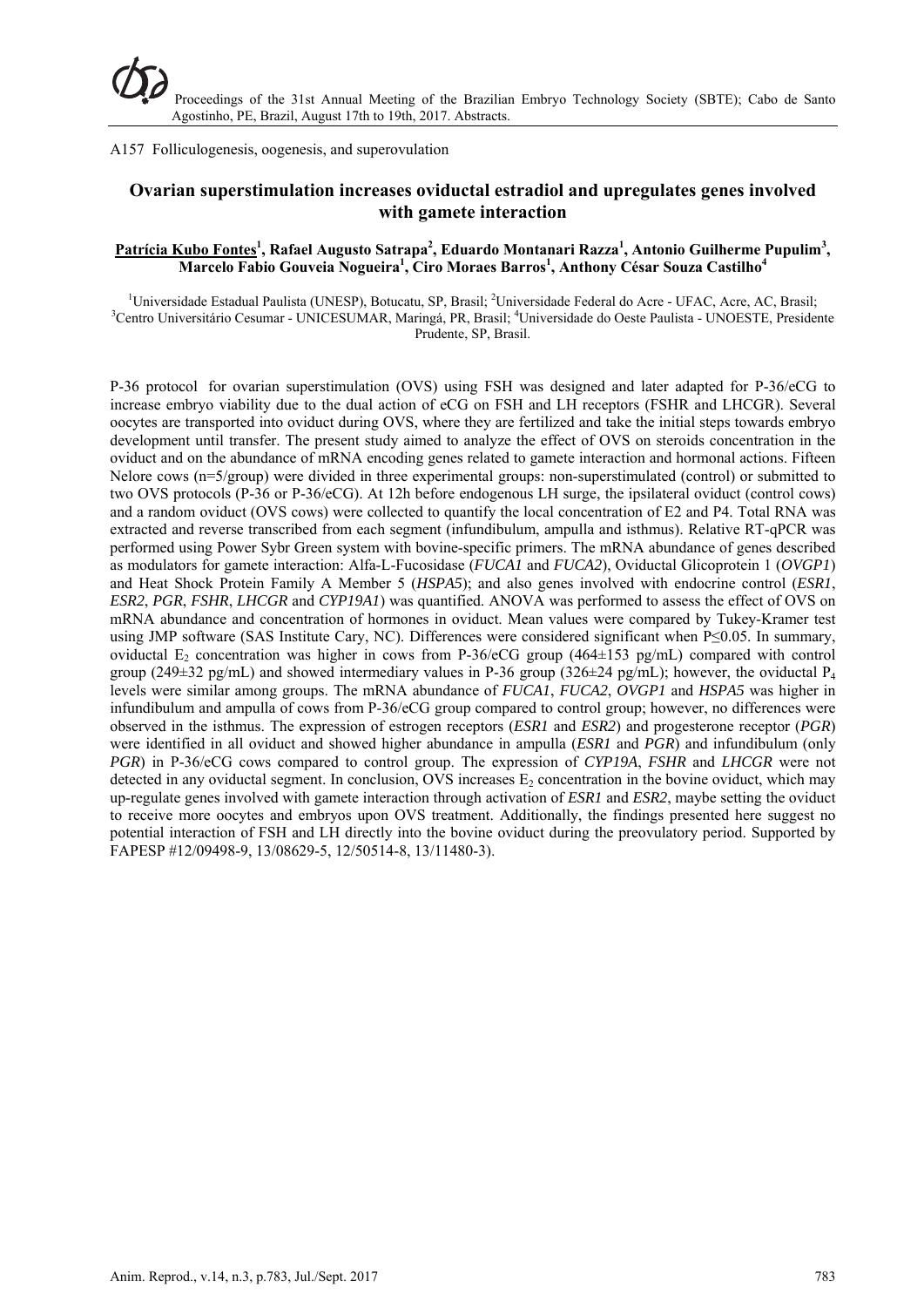A157 Folliculogenesis, oogenesis, and superovulation

# Ovarian superstimulation increases oviductal estradiol and upregulates genes involved with gamete interaction

**Patrícia Kubo Fontes[1], Rafael Augusto Satrapa[2], Eduardo Montanari Razza[1], Antonio Guilherme Pupulim[3], Marcelo Fabio Gouveia Nogueira[1], Ciro Moraes Barros[1], Anthony César Souza Castilho[4]**

[1]Universidade Estadual Paulista (UNESP), Botucatu, SP, Brasil; [2]Universidade Federal do Acre - UFAC, Acre, AC, Brasil; [3]Centro Universitário Cesumar - UNICESUMAR, Maringá, PR, Brasil; [4]Universidade do Oeste Paulista - UNOESTE, Presidente Prudente, SP, Brasil.

P-36 protocol for ovarian superstimulation (OVS) using FSH was designed and later adapted for P-36/eCG to increase embryo viability due to the dual action of eCG on FSH and LH receptors (FSHR and LHCGR). Several oocytes are transported into oviduct during OVS, where they are fertilized and take the initial steps towards embryo development until transfer. The present study aimed to analyze the effect of OVS on steroids concentration in the oviduct and on the abundance of mRNA encoding genes related to gamete interaction and hormonal actions. Fifteen Nelore cows (n=5/group) were divided in three experimental groups: non-superstimulated (control) or submitted to two OVS protocols (P-36 or P-36/eCG). At 12h before endogenous LH surge, the ipsilateral oviduct (control cows) and a random oviduct (OVS cows) were collected to quantify the local concentration of E2 and P4. Total RNA was extracted and reverse transcribed from each segment (infundibulum, ampulla and isthmus). Relative RT-qPCR was performed using Power Sybr Green system with bovine-specific primers. The mRNA abundance of genes described as modulators for gamete interaction: Alfa-L-Fucosidase (*FUCA1* and *FUCA2*), Oviductal Glicoprotein 1 (*OVGP1*) and Heat Shock Protein Family A Member 5 (*HSPA5*); and also genes involved with endocrine control (*ESR1*, *ESR2*, *PGR*, *FSHR*, *LHCGR* and *CYP19A1*) was quantified. ANOVA was performed to assess the effect of OVS on mRNA abundance and concentration of hormones in oviduct. Mean values were compared by Tukey-Kramer test using JMP software (SAS Institute Cary, NC). Differences were considered significant when $P \leq 0.05$. In summary, oviductal $E_2$ concentration was higher in cows from P-36/eCG group (464±153 pg/mL) compared with control group (249±32 pg/mL) and showed intermediary values in P-36 group (326±24 pg/mL); however, the oviductal $P_4$ levels were similar among groups. The mRNA abundance of *FUCA1*, *FUCA2*, *OVGP1* and *HSPA5* was higher in infundibulum and ampulla of cows from P-36/eCG group compared to control group; however, no differences were observed in the isthmus. The expression of estrogen receptors (*ESR1* and *ESR2*) and progesterone receptor (*PGR*) were identified in all oviduct and showed higher abundance in ampulla (*ESR1* and *PGR*) and infundibulum (only *PGR*) in P-36/eCG cows compared to control group. The expression of *CYP19A*, *FSHR* and *LHCGR* were not detected in any oviductal segment. In conclusion, OVS increases $E_2$ concentration in the bovine oviduct, which may up-regulate genes involved with gamete interaction through activation of *ESR1* and *ESR2*, maybe setting the oviduct to receive more oocytes and embryos upon OVS treatment. Additionally, the findings presented here suggest no potential interaction of FSH and LH directly into the bovine oviduct during the preovulatory period. Supported by FAPESP #12/09498-9, 13/08629-5, 12/50514-8, 13/11480-3).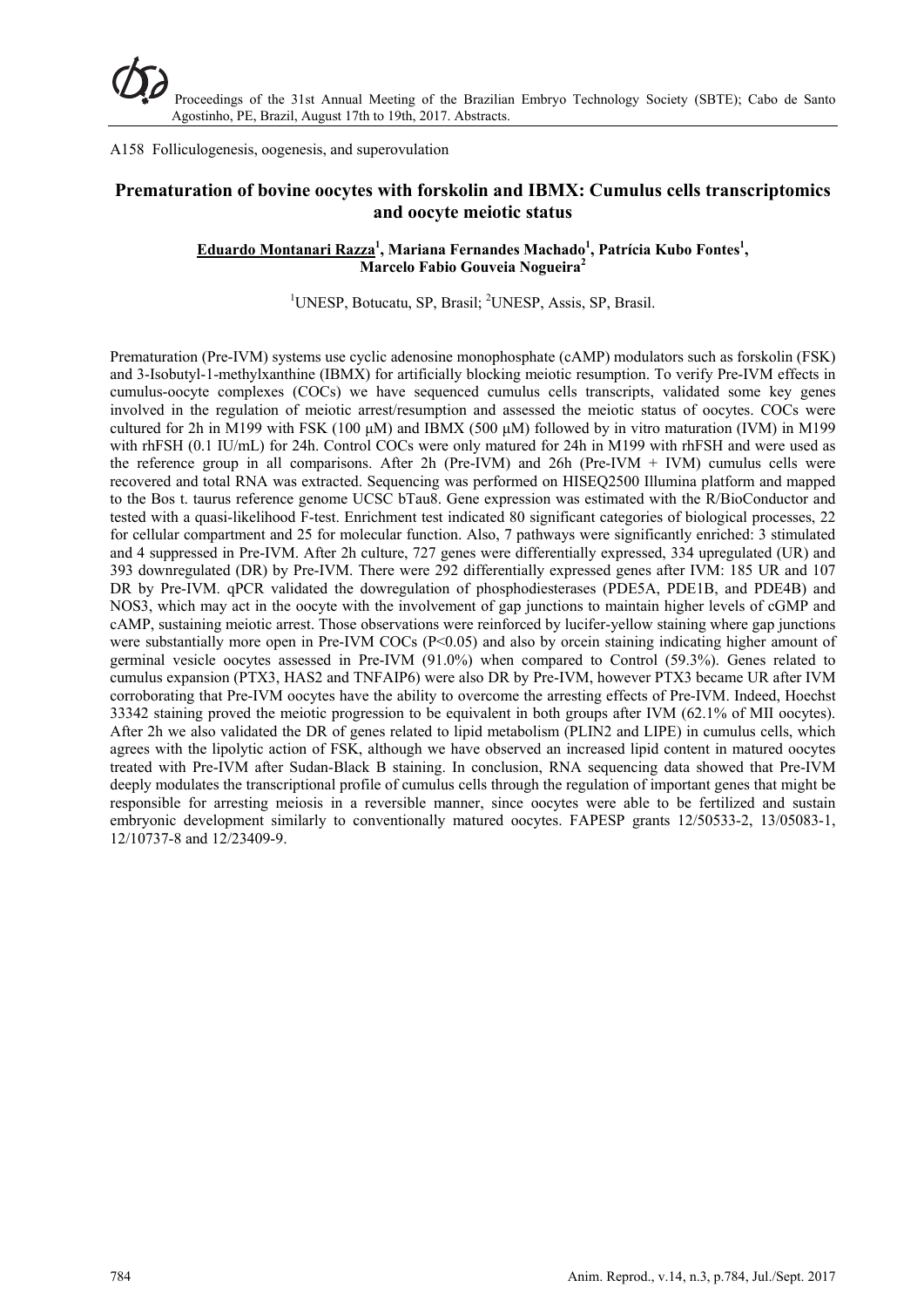A158 Folliculogenesis, oogenesis, and superovulation

## Prematuration of bovine oocytes with forskolin and IBMX: Cumulus cells transcriptomics and oocyte meiotic status

**<u>Eduardo Montanari Razza</u>[1], Mariana Fernandes Machado[1], Patrícia Kubo Fontes[1], Marcelo Fabio Gouveia Nogueira[2]**

[1]UNESP, Botucatu, SP, Brasil; [2]UNESP, Assis, SP, Brasil.

Prematuration (Pre-IVM) systems use cyclic adenosine monophosphate (cAMP) modulators such as forskolin (FSK) and 3-Isobutyl-1-methylxanthine (IBMX) for artificially blocking meiotic resumption. To verify Pre-IVM effects in cumulus-oocyte complexes (COCs) we have sequenced cumulus cells transcripts, validated some key genes involved in the regulation of meiotic arrest/resumption and assessed the meiotic status of oocytes. COCs were cultured for 2h in M199 with FSK (100 µM) and IBMX (500 µM) followed by in vitro maturation (IVM) in M199 with rhFSH (0.1 IU/mL) for 24h. Control COCs were only matured for 24h in M199 with rhFSH and were used as the reference group in all comparisons. After 2h (Pre-IVM) and 26h (Pre-IVM + IVM) cumulus cells were recovered and total RNA was extracted. Sequencing was performed on HISEQ2500 Illumina platform and mapped to the Bos t. taurus reference genome UCSC bTau8. Gene expression was estimated with the R/BioConductor and tested with a quasi-likelihood F-test. Enrichment test indicated 80 significant categories of biological processes, 22 for cellular compartment and 25 for molecular function. Also, 7 pathways were significantly enriched: 3 stimulated and 4 suppressed in Pre-IVM. After 2h culture, 727 genes were differentially expressed, 334 upregulated (UR) and 393 downregulated (DR) by Pre-IVM. There were 292 differentially expressed genes after IVM: 185 UR and 107 DR by Pre-IVM. qPCR validated the dowregulation of phosphodiesterases (PDE5A, PDE1B, and PDE4B) and NOS3, which may act in the oocyte with the involvement of gap junctions to maintain higher levels of cGMP and cAMP, sustaining meiotic arrest. Those observations were reinforced by lucifer-yellow staining where gap junctions were substantially more open in Pre-IVM COCs ($P<0.05$) and also by orcein staining indicating higher amount of germinal vesicle oocytes assessed in Pre-IVM (91.0%) when compared to Control (59.3%). Genes related to cumulus expansion (PTX3, HAS2 and TNFAIP6) were also DR by Pre-IVM, however PTX3 became UR after IVM corroborating that Pre-IVM oocytes have the ability to overcome the arresting effects of Pre-IVM. Indeed, Hoechst 33342 staining proved the meiotic progression to be equivalent in both groups after IVM (62.1% of MII oocytes). After 2h we also validated the DR of genes related to lipid metabolism (PLIN2 and LIPE) in cumulus cells, which agrees with the lipolytic action of FSK, although we have observed an increased lipid content in matured oocytes treated with Pre-IVM after Sudan-Black B staining. In conclusion, RNA sequencing data showed that Pre-IVM deeply modulates the transcriptional profile of cumulus cells through the regulation of important genes that might be responsible for arresting meiosis in a reversible manner, since oocytes were able to be fertilized and sustain embryonic development similarly to conventionally matured oocytes. FAPESP grants 12/50533-2, 13/05083-1, 12/10737-8 and 12/23409-9.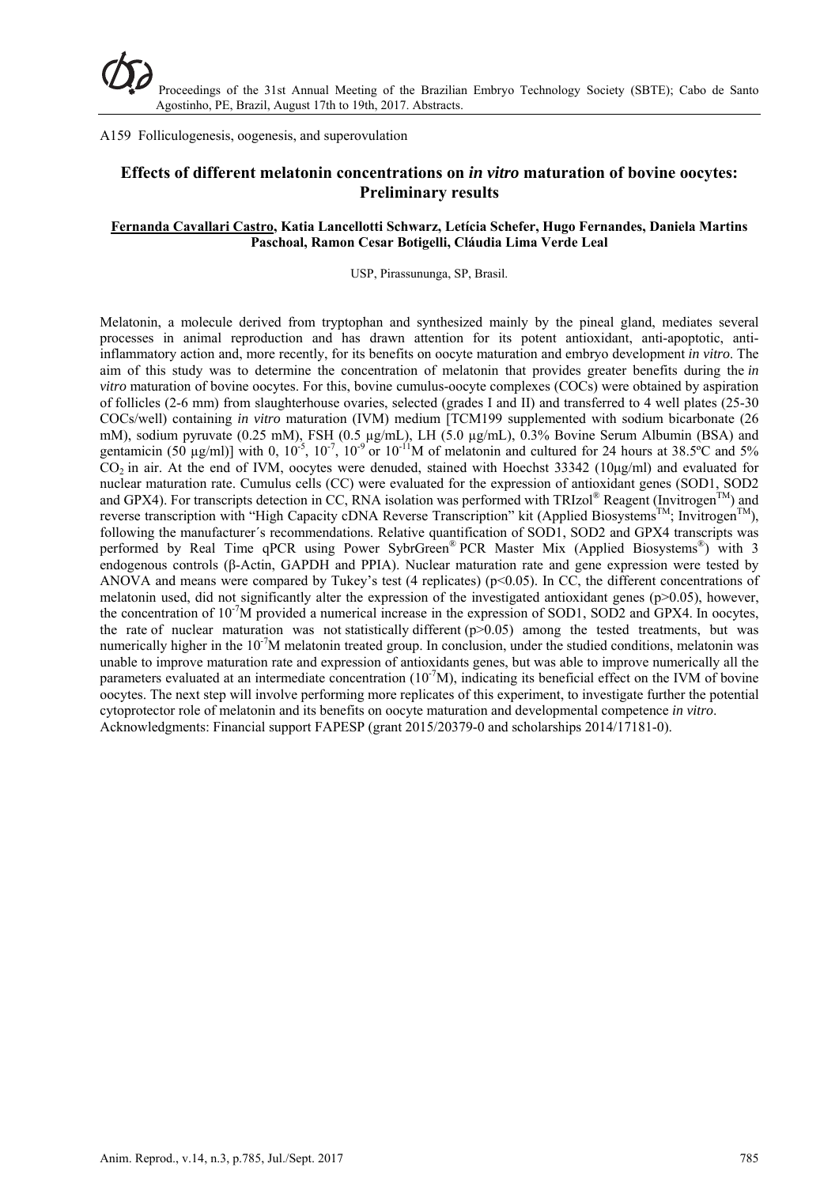A159 Folliculogenesis, oogenesis, and superovulation

## Effects of different melatonin concentrations on *in vitro* maturation of bovine oocytes: Preliminary results

**Fernanda Cavallari Castro, Katia Lancellotti Schwarz, Letícia Schefer, Hugo Fernandes, Daniela Martins Paschoal, Ramon Cesar Botigelli, Cláudia Lima Verde Leal**

USP, Pirassununga, SP, Brasil.

Melatonin, a molecule derived from tryptophan and synthesized mainly by the pineal gland, mediates several processes in animal reproduction and has drawn attention for its potent antioxidant, anti-apoptotic, anti-inflammatory action and, more recently, for its benefits on oocyte maturation and embryo development *in vitro*. The aim of this study was to determine the concentration of melatonin that provides greater benefits during the *in vitro* maturation of bovine oocytes. For this, bovine cumulus-oocyte complexes (COCs) were obtained by aspiration of follicles (2-6 mm) from slaughterhouse ovaries, selected (grades I and II) and transferred to 4 well plates (25-30 COCs/well) containing *in vitro* maturation (IVM) medium [TCM199 supplemented with sodium bicarbonate (26 mM), sodium pyruvate (0.25 mM), FSH (0.5 µg/mL), LH (5.0 µg/mL), 0.3% Bovine Serum Albumin (BSA) and gentamicin (50 µg/ml)] with 0, $10^{-5}$, $10^{-7}$, $10^{-9}$ or $10^{-11}$M of melatonin and cultured for 24 hours at 38.5ºC and 5% $CO_2$ in air. At the end of IVM, oocytes were denuded, stained with Hoechst 33342 (10µg/ml) and evaluated for nuclear maturation rate. Cumulus cells (CC) were evaluated for the expression of antioxidant genes (SOD1, SOD2 and GPX4). For transcripts detection in CC, RNA isolation was performed with TRIzol® Reagent (Invitrogen™) and reverse transcription with "High Capacity cDNA Reverse Transcription" kit (Applied Biosystems™; Invitrogen™), following the manufacturer´s recommendations. Relative quantification of SOD1, SOD2 and GPX4 transcripts was performed by Real Time qPCR using Power SybrGreen® PCR Master Mix (Applied Biosystems®) with 3 endogenous controls (β-Actin, GAPDH and PPIA). Nuclear maturation rate and gene expression were tested by ANOVA and means were compared by Tukey's test (4 replicates) ($p<0.05$). In CC, the different concentrations of melatonin used, did not significantly alter the expression of the investigated antioxidant genes ($p>0.05$), however, the concentration of $10^{-7}$M provided a numerical increase in the expression of SOD1, SOD2 and GPX4. In oocytes, the rate of nuclear maturation was not statistically different ($p>0.05$) among the tested treatments, but was numerically higher in the $10^{-7}$M melatonin treated group. In conclusion, under the studied conditions, melatonin was unable to improve maturation rate and expression of antioxidants genes, but was able to improve numerically all the parameters evaluated at an intermediate concentration ($10^{-7}$M), indicating its beneficial effect on the IVM of bovine oocytes. The next step will involve performing more replicates of this experiment, to investigate further the potential cytoprotector role of melatonin and its benefits on oocyte maturation and developmental competence *in vitro*.

Acknowledgments: Financial support FAPESP (grant 2015/20379-0 and scholarships 2014/17181-0).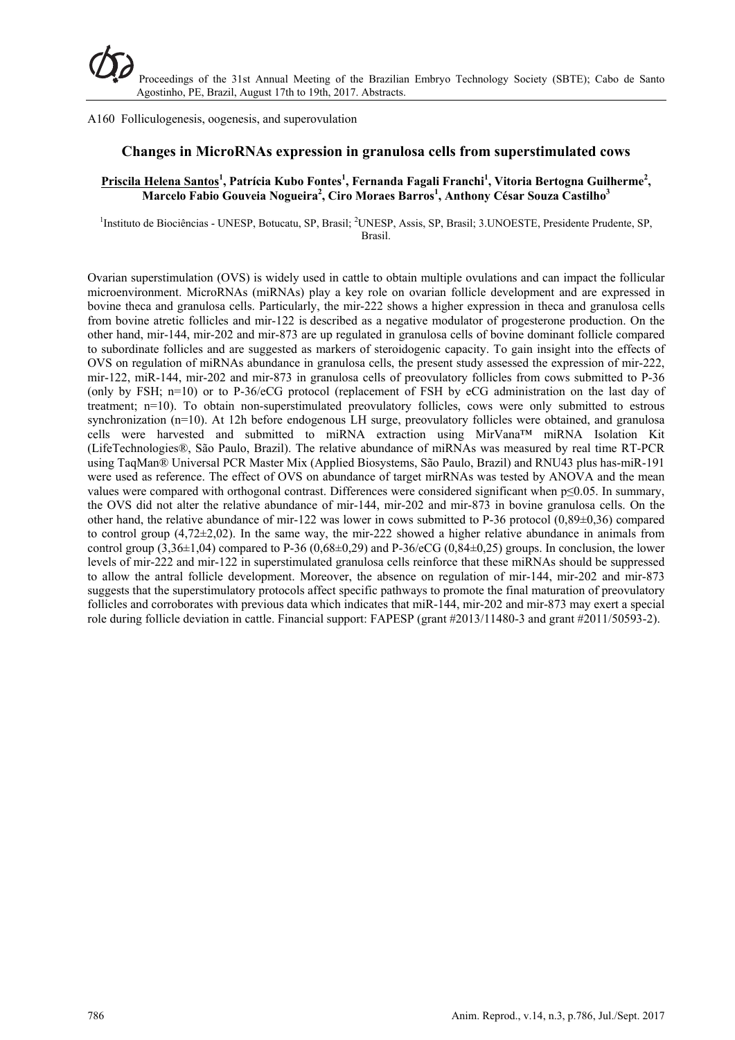A160 Folliculogenesis, oogenesis, and superovulation

## Changes in MicroRNAs expression in granulosa cells from superstimulated cows

**<u>Priscila Helena Santos</u>[1], Patrícia Kubo Fontes[1], Fernanda Fagali Franchi[1], Vitoria Bertogna Guilherme[2], Marcelo Fabio Gouveia Nogueira[2], Ciro Moraes Barros[1], Anthony César Souza Castilho[3]**

[1]Instituto de Biociências - UNESP, Botucatu, SP, Brasil; [2]UNESP, Assis, SP, Brasil; 3.UNOESTE, Presidente Prudente, SP, Brasil.

Ovarian superstimulation (OVS) is widely used in cattle to obtain multiple ovulations and can impact the follicular microenvironment. MicroRNAs (miRNAs) play a key role on ovarian follicle development and are expressed in bovine theca and granulosa cells. Particularly, the mir-222 shows a higher expression in theca and granulosa cells from bovine atretic follicles and mir-122 is described as a negative modulator of progesterone production. On the other hand, mir-144, mir-202 and mir-873 are up regulated in granulosa cells of bovine dominant follicle compared to subordinate follicles and are suggested as markers of steroidogenic capacity. To gain insight into the effects of OVS on regulation of miRNAs abundance in granulosa cells, the present study assessed the expression of mir-222, mir-122, miR-144, mir-202 and mir-873 in granulosa cells of preovulatory follicles from cows submitted to P-36 (only by FSH; n=10) or to P-36/eCG protocol (replacement of FSH by eCG administration on the last day of treatment; n=10). To obtain non-superstimulated preovulatory follicles, cows were only submitted to estrous synchronization (n=10). At 12h before endogenous LH surge, preovulatory follicles were obtained, and granulosa cells were harvested and submitted to miRNA extraction using MirVana™ miRNA Isolation Kit (LifeTechnologies®, São Paulo, Brazil). The relative abundance of miRNAs was measured by real time RT-PCR using TaqMan® Universal PCR Master Mix (Applied Biosystems, São Paulo, Brazil) and RNU43 plus has-miR-191 were used as reference. The effect of OVS on abundance of target mirRNAs was tested by ANOVA and the mean values were compared with orthogonal contrast. Differences were considered significant when $p \leq 0.05$. In summary, the OVS did not alter the relative abundance of mir-144, mir-202 and mir-873 in bovine granulosa cells. On the other hand, the relative abundance of mir-122 was lower in cows submitted to P-36 protocol (0,89±0,36) compared to control group (4,72±2,02). In the same way, the mir-222 showed a higher relative abundance in animals from control group (3,36±1,04) compared to P-36 (0,68±0,29) and P-36/eCG (0,84±0,25) groups. In conclusion, the lower levels of mir-222 and mir-122 in superstimulated granulosa cells reinforce that these miRNAs should be suppressed to allow the antral follicle development. Moreover, the absence on regulation of mir-144, mir-202 and mir-873 suggests that the superstimulatory protocols affect specific pathways to promote the final maturation of preovulatory follicles and corroborates with previous data which indicates that miR-144, mir-202 and mir-873 may exert a special role during follicle deviation in cattle. Financial support: FAPESP (grant #2013/11480-3 and grant #2011/50593-2).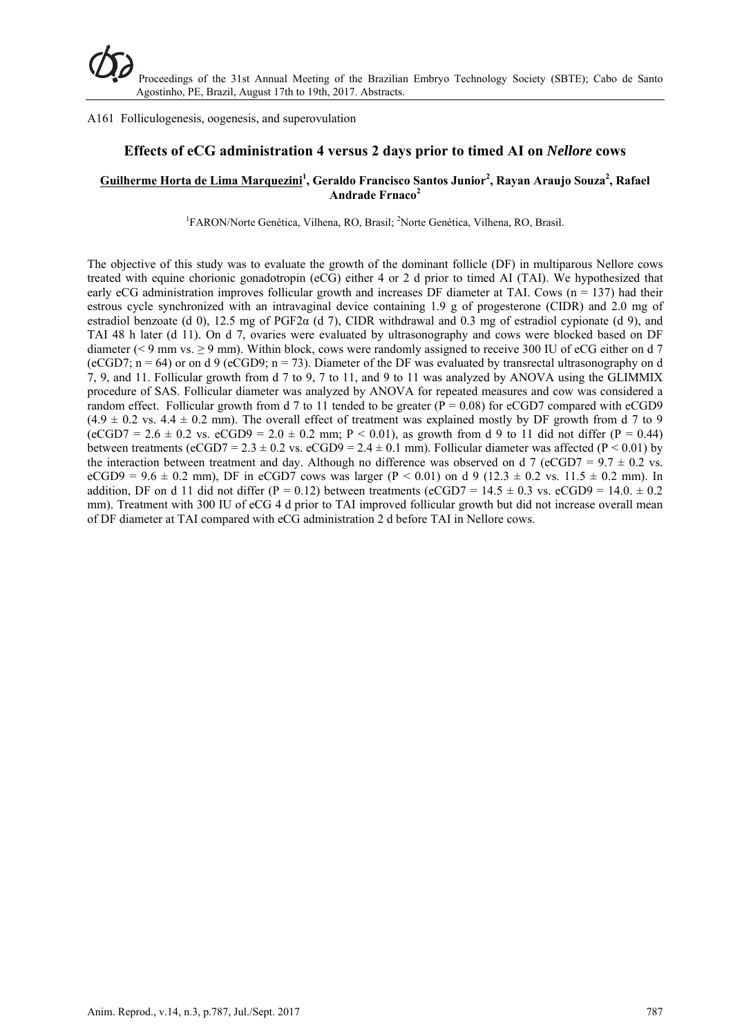A161 Folliculogenesis, oogenesis, and superovulation

## Effects of eCG administration 4 versus 2 days prior to timed AI on *Nellore* cows

**Guilherme Horta de Lima Marquezini[1], Geraldo Francisco Santos Junior[2], Rayan Araujo Souza[2], Rafael Andrade Frnaco[2]**

[1]FARON/Norte Genética, Vilhena, RO, Brasil; [2]Norte Genética, Vilhena, RO, Brasil.

The objective of this study was to evaluate the growth of the dominant follicle (DF) in multiparous Nellore cows treated with equine chorionic gonadotropin (eCG) either 4 or 2 d prior to timed AI (TAI). We hypothesized that early eCG administration improves follicular growth and increases DF diameter at TAI. Cows (n = 137) had their estrous cycle synchronized with an intravaginal device containing 1.9 g of progesterone (CIDR) and 2.0 mg of estradiol benzoate (d 0), 12.5 mg of PGF2α (d 7), CIDR withdrawal and 0.3 mg of estradiol cypionate (d 9), and TAI 48 h later (d 11). On d 7, ovaries were evaluated by ultrasonography and cows were blocked based on DF diameter (< 9 mm vs. ≥ 9 mm). Within block, cows were randomly assigned to receive 300 IU of eCG either on d 7 (eCGD7; n = 64) or on d 9 (eCGD9; n = 73). Diameter of the DF was evaluated by transrectal ultrasonography on d 7, 9, and 11. Follicular growth from d 7 to 9, 7 to 11, and 9 to 11 was analyzed by ANOVA using the GLIMMIX procedure of SAS. Follicular diameter was analyzed by ANOVA for repeated measures and cow was considered a random effect. Follicular growth from d 7 to 11 tended to be greater (P = 0.08) for eCGD7 compared with eCGD9 (4.9 ± 0.2 vs. 4.4 ± 0.2 mm). The overall effect of treatment was explained mostly by DF growth from d 7 to 9 (eCGD7 = 2.6 ± 0.2 vs. eCGD9 = 2.0 ± 0.2 mm; P < 0.01), as growth from d 9 to 11 did not differ (P = 0.44) between treatments (eCGD7 = 2.3 ± 0.2 vs. eCGD9 = 2.4 ± 0.1 mm). Follicular diameter was affected (P < 0.01) by the interaction between treatment and day. Although no difference was observed on d 7 (eCGD7 = 9.7 ± 0.2 vs. eCGD9 = 9.6 ± 0.2 mm), DF in eCGD7 cows was larger (P < 0.01) on d 9 (12.3 ± 0.2 vs. 11.5 ± 0.2 mm). In addition, DF on d 11 did not differ (P = 0.12) between treatments (eCGD7 = 14.5 ± 0.3 vs. eCGD9 = 14.0. ± 0.2 mm). Treatment with 300 IU of eCG 4 d prior to TAI improved follicular growth but did not increase overall mean of DF diameter at TAI compared with eCG administration 2 d before TAI in Nellore cows.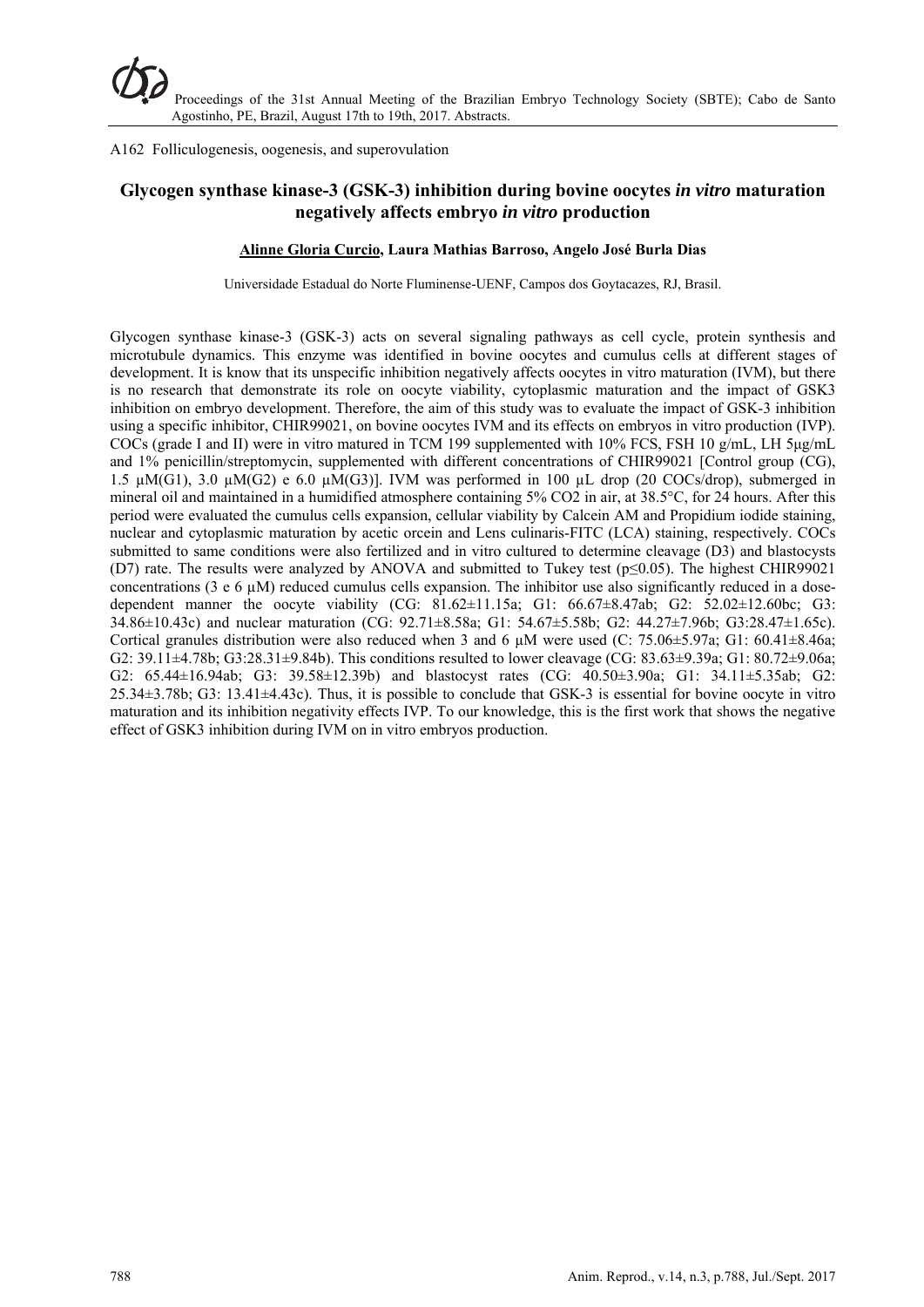A162 Folliculogenesis, oogenesis, and superovulation

## Glycogen synthase kinase-3 (GSK-3) inhibition during bovine oocytes *in vitro* maturation negatively affects embryo *in vitro* production

**Alinne Gloria Curcio, Laura Mathias Barroso, Angelo José Burla Dias**

Universidade Estadual do Norte Fluminense-UENF, Campos dos Goytacazes, RJ, Brasil.

Glycogen synthase kinase-3 (GSK-3) acts on several signaling pathways as cell cycle, protein synthesis and microtubule dynamics. This enzyme was identified in bovine oocytes and cumulus cells at different stages of development. It is know that its unspecific inhibition negatively affects oocytes in vitro maturation (IVM), but there is no research that demonstrate its role on oocyte viability, cytoplasmic maturation and the impact of GSK3 inhibition on embryo development. Therefore, the aim of this study was to evaluate the impact of GSK-3 inhibition using a specific inhibitor, CHIR99021, on bovine oocytes IVM and its effects on embryos in vitro production (IVP). COCs (grade I and II) were in vitro matured in TCM 199 supplemented with 10% FCS, FSH 10 g/mL, LH 5µg/mL and 1% penicillin/streptomycin, supplemented with different concentrations of CHIR99021 [Control group (CG), 1.5 µM(G1), 3.0 µM(G2) e 6.0 µM(G3)]. IVM was performed in 100 µL drop (20 COCs/drop), submerged in mineral oil and maintained in a humidified atmosphere containing 5% $CO_2$ in air, at 38.5°C, for 24 hours. After this period were evaluated the cumulus cells expansion, cellular viability by Calcein AM and Propidium iodide staining, nuclear and cytoplasmic maturation by acetic orcein and Lens culinaris-FITC (LCA) staining, respectively. COCs submitted to same conditions were also fertilized and in vitro cultured to determine cleavage (D3) and blastocysts (D7) rate. The results were analyzed by ANOVA and submitted to Tukey test ($p \leq 0.05$). The highest CHIR99021 concentrations (3 e 6 µM) reduced cumulus cells expansion. The inhibitor use also significantly reduced in a dose-dependent manner the oocyte viability (CG: 81.62±11.15a; G1: 66.67±8.47ab; G2: 52.02±12.60bc; G3: 34.86±10.43c) and nuclear maturation (CG: 92.71±8.58a; G1: 54.67±5.58b; G2: 44.27±7.96b; G3:28.47±1.65c). Cortical granules distribution were also reduced when 3 and 6 µM were used (C: 75.06±5.97a; G1: 60.41±8.46a; G2: 39.11±4.78b; G3:28.31±9.84b). This conditions resulted to lower cleavage (CG: 83.63±9.39a; G1: 80.72±9.06a; G2: 65.44±16.94ab; G3: 39.58±12.39b) and blastocyst rates (CG: 40.50±3.90a; G1: 34.11±5.35ab; G2: 25.34±3.78b; G3: 13.41±4.43c). Thus, it is possible to conclude that GSK-3 is essential for bovine oocyte in vitro maturation and its inhibition negativity effects IVP. To our knowledge, this is the first work that shows the negative effect of GSK3 inhibition during IVM on in vitro embryos production.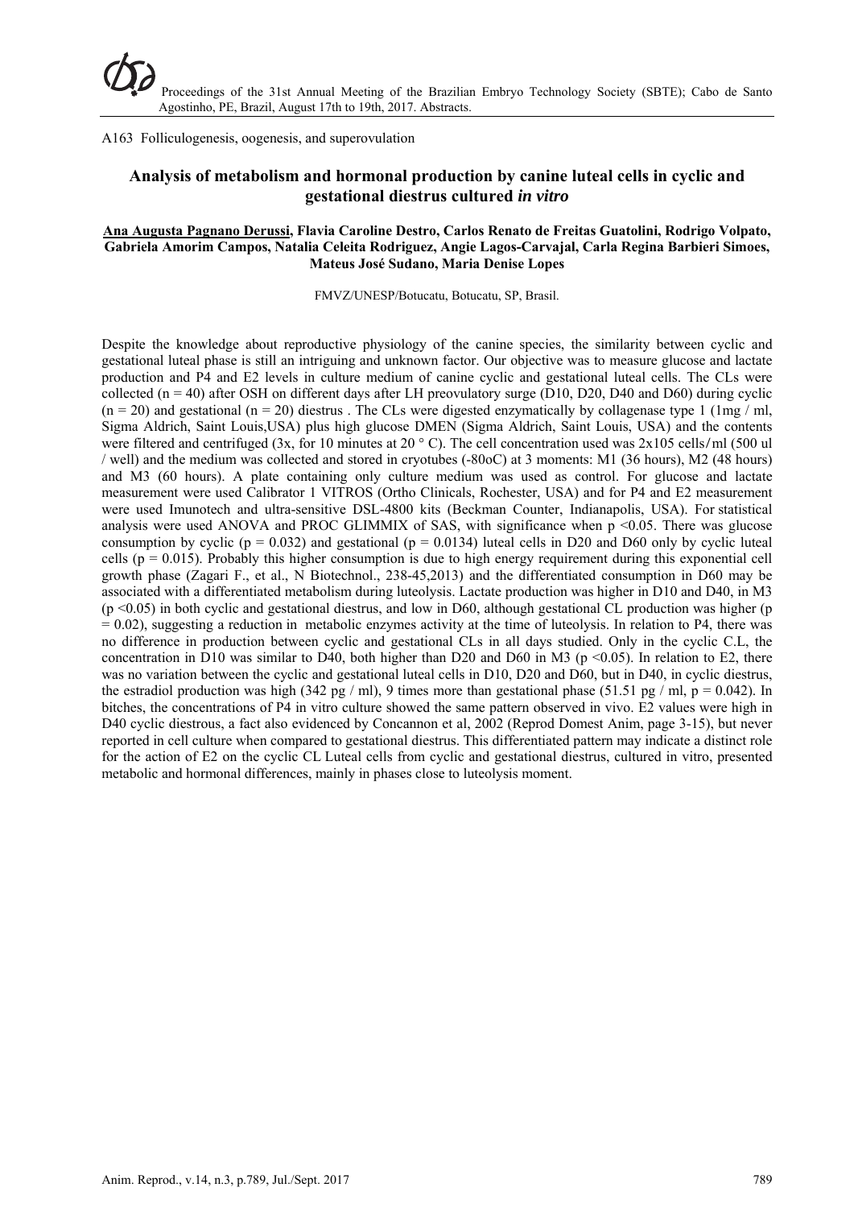A163 Folliculogenesis, oogenesis, and superovulation

## Analysis of metabolism and hormonal production by canine luteal cells in cyclic and gestational diestrus cultured *in vitro*

**Ana Augusta Pagnano Derussi, Flavia Caroline Destro, Carlos Renato de Freitas Guatolini, Rodrigo Volpato, Gabriela Amorim Campos, Natalia Celeita Rodriguez, Angie Lagos-Carvajal, Carla Regina Barbieri Simoes, Mateus José Sudano, Maria Denise Lopes**

FMVZ/UNESP/Botucatu, Botucatu, SP, Brasil.

Despite the knowledge about reproductive physiology of the canine species, the similarity between cyclic and gestational luteal phase is still an intriguing and unknown factor. Our objective was to measure glucose and lactate production and P4 and E2 levels in culture medium of canine cyclic and gestational luteal cells. The CLs were collected (n = 40) after OSH on different days after LH preovulatory surge (D10, D20, D40 and D60) during cyclic (n = 20) and gestational (n = 20) diestrus . The CLs were digested enzymatically by collagenase type 1 (1mg / ml, Sigma Aldrich, Saint Louis,USA) plus high glucose DMEN (Sigma Aldrich, Saint Louis, USA) and the contents were filtered and centrifuged (3x, for 10 minutes at 20 ° C). The cell concentration used was 2x105 cells/ml (500 ul / well) and the medium was collected and stored in cryotubes (-80oC) at 3 moments: M1 (36 hours), M2 (48 hours) and M3 (60 hours). A plate containing only culture medium was used as control. For glucose and lactate measurement were used Calibrator 1 VITROS (Ortho Clinicals, Rochester, USA) and for P4 and E2 measurement were used Imunotech and ultra-sensitive DSL-4800 kits (Beckman Counter, Indianapolis, USA). For statistical analysis were used ANOVA and PROC GLIMMIX of SAS, with significance when $p < 0.05$. There was glucose consumption by cyclic ($p = 0.032$) and gestational ($p = 0.0134$) luteal cells in D20 and D60 only by cyclic luteal cells ($p = 0.015$). Probably this higher consumption is due to high energy requirement during this exponential cell growth phase (Zagari F., et al., N Biotechnol., 238-45,2013) and the differentiated consumption in D60 may be associated with a differentiated metabolism during luteolysis. Lactate production was higher in D10 and D40, in M3 ($p < 0.05$) in both cyclic and gestational diestrus, and low in D60, although gestational CL production was higher ($p = 0.02$), suggesting a reduction in metabolic enzymes activity at the time of luteolysis. In relation to P4, there was no difference in production between cyclic and gestational CLs in all days studied. Only in the cyclic C.L, the concentration in D10 was similar to D40, both higher than D20 and D60 in M3 ($p < 0.05$). In relation to E2, there was no variation between the cyclic and gestational luteal cells in D10, D20 and D60, but in D40, in cyclic diestrus, the estradiol production was high (342 pg / ml), 9 times more than gestational phase (51.51 pg / ml, $p = 0.042$). In bitches, the concentrations of P4 in vitro culture showed the same pattern observed in vivo. E2 values were high in D40 cyclic diestrous, a fact also evidenced by Concannon et al, 2002 (Reprod Domest Anim, page 3-15), but never reported in cell culture when compared to gestational diestrus. This differentiated pattern may indicate a distinct role for the action of E2 on the cyclic CL Luteal cells from cyclic and gestational diestrus, cultured in vitro, presented metabolic and hormonal differences, mainly in phases close to luteolysis moment.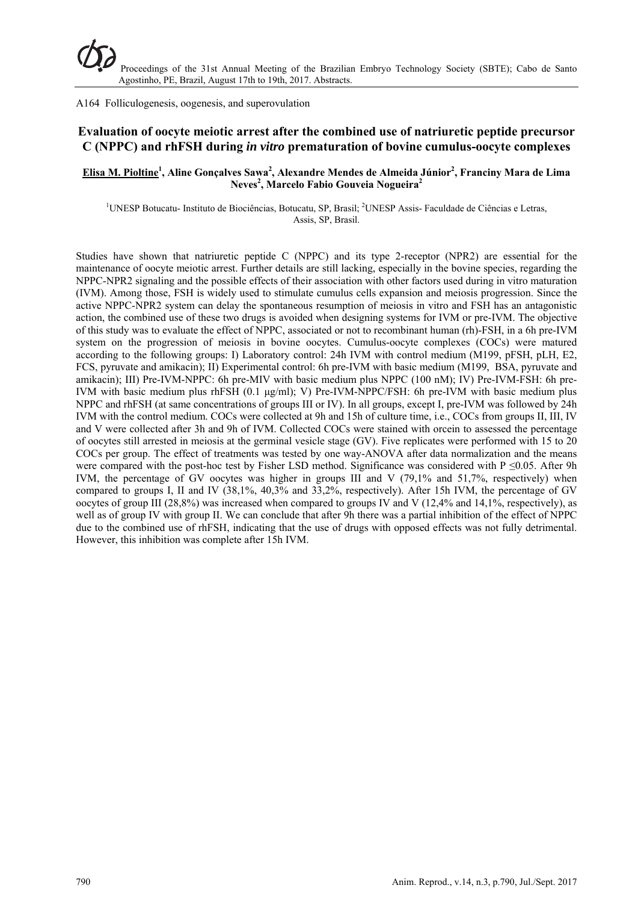A164 Folliculogenesis, oogenesis, and superovulation

# Evaluation of oocyte meiotic arrest after the combined use of natriuretic peptide precursor C (NPPC) and rhFSH during *in vitro* prematuration of bovine cumulus-oocyte complexes

**Elisa M. Pioltine[1], Aline Gonçalves Sawa[2], Alexandre Mendes de Almeida Júnior[2], Franciny Mara de Lima Neves[2], Marcelo Fabio Gouveia Nogueira[2]**

[1]UNESP Botucatu- Instituto de Biociências, Botucatu, SP, Brasil; [2]UNESP Assis- Faculdade de Ciências e Letras, Assis, SP, Brasil.

Studies have shown that natriuretic peptide C (NPPC) and its type 2-receptor (NPR2) are essential for the maintenance of oocyte meiotic arrest. Further details are still lacking, especially in the bovine species, regarding the NPPC-NPR2 signaling and the possible effects of their association with other factors used during in vitro maturation (IVM). Among those, FSH is widely used to stimulate cumulus cells expansion and meiosis progression. Since the active NPPC-NPR2 system can delay the spontaneous resumption of meiosis in vitro and FSH has an antagonistic action, the combined use of these two drugs is avoided when designing systems for IVM or pre-IVM. The objective of this study was to evaluate the effect of NPPC, associated or not to recombinant human (rh)-FSH, in a 6h pre-IVM system on the progression of meiosis in bovine oocytes. Cumulus-oocyte complexes (COCs) were matured according to the following groups: I) Laboratory control: 24h IVM with control medium (M199, pFSH, pLH, E2, FCS, pyruvate and amikacin); II) Experimental control: 6h pre-IVM with basic medium (M199, BSA, pyruvate and amikacin); III) Pre-IVM-NPPC: 6h pre-MIV with basic medium plus NPPC (100 nM); IV) Pre-IVM-FSH: 6h pre-IVM with basic medium plus rhFSH (0.1 μg/ml); V) Pre-IVM-NPPC/FSH: 6h pre-IVM with basic medium plus NPPC and rhFSH (at same concentrations of groups III or IV). In all groups, except I, pre-IVM was followed by 24h IVM with the control medium. COCs were collected at 9h and 15h of culture time, i.e., COCs from groups II, III, IV and V were collected after 3h and 9h of IVM. Collected COCs were stained with orcein to assessed the percentage of oocytes still arrested in meiosis at the germinal vesicle stage (GV). Five replicates were performed with 15 to 20 COCs per group. The effect of treatments was tested by one way-ANOVA after data normalization and the means were compared with the post-hoc test by Fisher LSD method. Significance was considered with $P \leq 0.05$. After 9h IVM, the percentage of GV oocytes was higher in groups III and V (79,1% and 51,7%, respectively) when compared to groups I, II and IV (38,1%, 40,3% and 33,2%, respectively). After 15h IVM, the percentage of GV oocytes of group III (28,8%) was increased when compared to groups IV and V (12,4% and 14,1%, respectively), as well as of group IV with group II. We can conclude that after 9h there was a partial inhibition of the effect of NPPC due to the combined use of rhFSH, indicating that the use of drugs with opposed effects was not fully detrimental. However, this inhibition was complete after 15h IVM.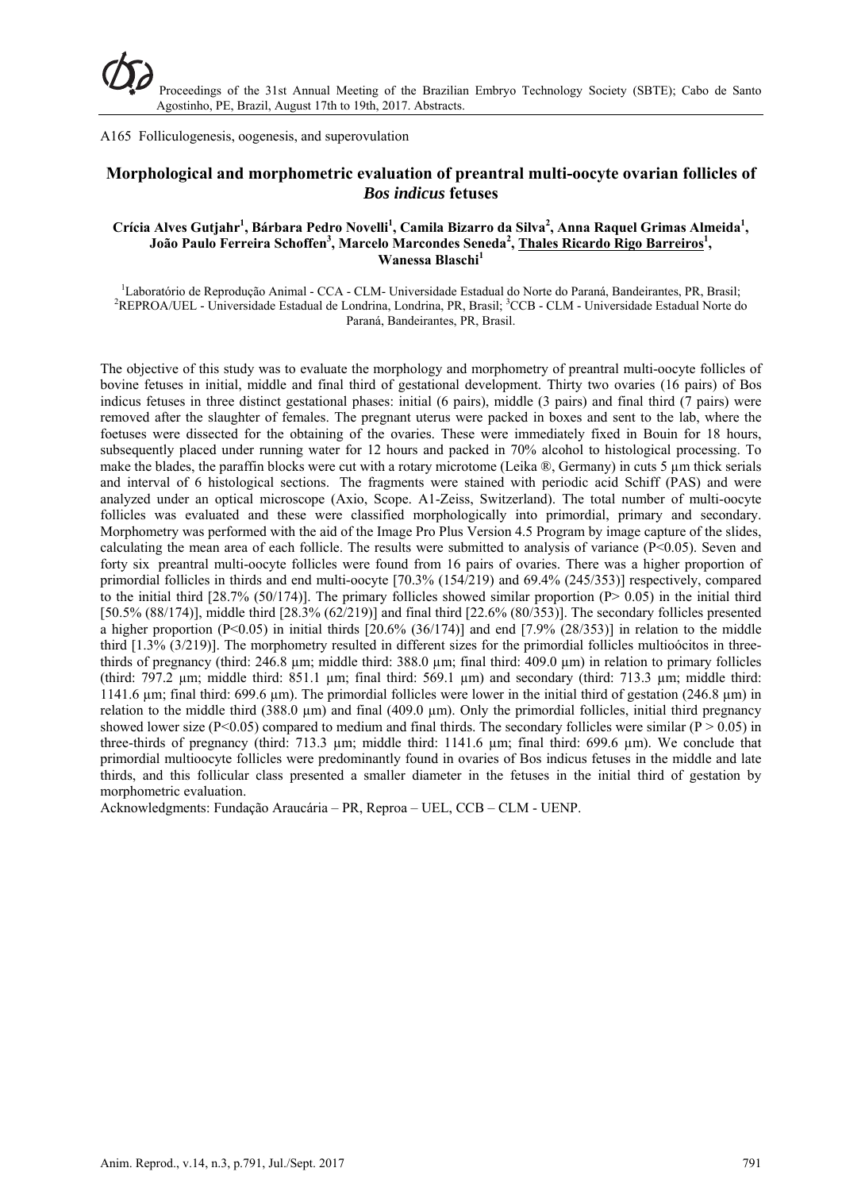A165 Folliculogenesis, oogenesis, and superovulation

## Morphological and morphometric evaluation of preantral multi-oocyte ovarian follicles of *Bos indicus* fetuses

**Crícia Alves Gutjahr[1], Bárbara Pedro Novelli[1], Camila Bizarro da Silva[2], Anna Raquel Grimas Almeida[1], João Paulo Ferreira Schoffen[3], Marcelo Marcondes Seneda[2], Thales Ricardo Rigo Barreiros[1], Wanessa Blaschi[1]**

[1]Laboratório de Reprodução Animal - CCA - CLM- Universidade Estadual do Norte do Paraná, Bandeirantes, PR, Brasil; [2]REPROA/UEL - Universidade Estadual de Londrina, Londrina, PR, Brasil; [3]CCB - CLM - Universidade Estadual Norte do Paraná, Bandeirantes, PR, Brasil.

The objective of this study was to evaluate the morphology and morphometry of preantral multi-oocyte follicles of bovine fetuses in initial, middle and final third of gestational development. Thirty two ovaries (16 pairs) of Bos indicus fetuses in three distinct gestational phases: initial (6 pairs), middle (3 pairs) and final third (7 pairs) were removed after the slaughter of females. The pregnant uterus were packed in boxes and sent to the lab, where the foetuses were dissected for the obtaining of the ovaries. These were immediately fixed in Bouin for 18 hours, subsequently placed under running water for 12 hours and packed in 70% alcohol to histological processing. To make the blades, the paraffin blocks were cut with a rotary microtome (Leika ®, Germany) in cuts 5 µm thick serials and interval of 6 histological sections. The fragments were stained with periodic acid Schiff (PAS) and were analyzed under an optical microscope (Axio, Scope. A1-Zeiss, Switzerland). The total number of multi-oocyte follicles was evaluated and these were classified morphologically into primordial, primary and secondary. Morphometry was performed with the aid of the Image Pro Plus Version 4.5 Program by image capture of the slides, calculating the mean area of each follicle. The results were submitted to analysis of variance ($P<0.05$). Seven and forty six preantral multi-oocyte follicles were found from 16 pairs of ovaries. There was a higher proportion of primordial follicles in thirds and end multi-oocyte [70.3% (154/219) and 69.4% (245/353)] respectively, compared to the initial third [28.7% (50/174)]. The primary follicles showed similar proportion ($P> 0.05$) in the initial third [50.5% (88/174)], middle third [28.3% (62/219)] and final third [22.6% (80/353)]. The secondary follicles presented a higher proportion ($P<0.05$) in initial thirds [20.6% (36/174)] and end [7.9% (28/353)] in relation to the middle third [1.3% (3/219)]. The morphometry resulted in different sizes for the primordial follicles multioócitos in three-thirds of pregnancy (third: 246.8 µm; middle third: 388.0 µm; final third: 409.0 µm) in relation to primary follicles (third: 797.2 µm; middle third: 851.1 µm; final third: 569.1 µm) and secondary (third: 713.3 µm; middle third: 1141.6 µm; final third: 699.6 µm). The primordial follicles were lower in the initial third of gestation (246.8 µm) in relation to the middle third (388.0 µm) and final (409.0 µm). Only the primordial follicles, initial third pregnancy showed lower size ($P<0.05$) compared to medium and final thirds. The secondary follicles were similar ($P > 0.05$) in three-thirds of pregnancy (third: 713.3 µm; middle third: 1141.6 µm; final third: 699.6 µm). We conclude that primordial multioocyte follicles were predominantly found in ovaries of Bos indicus fetuses in the middle and late thirds, and this follicular class presented a smaller diameter in the fetuses in the initial third of gestation by morphometric evaluation.

Acknowledgments: Fundação Araucária – PR, Reproa – UEL, CCB – CLM - UENP.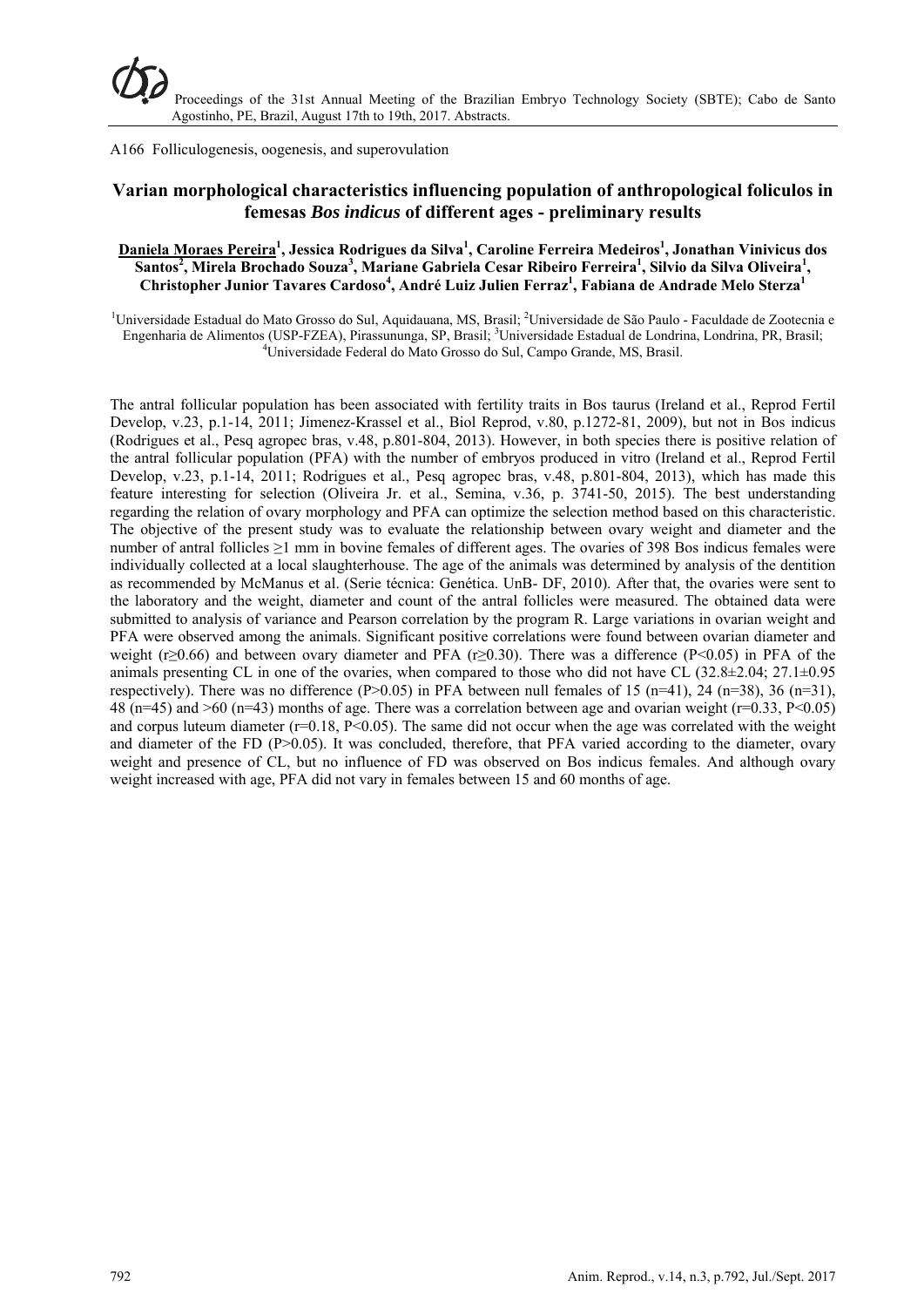A166 Folliculogenesis, oogenesis, and superovulation

## Varian morphological characteristics influencing population of anthropological foliculos in femesas *Bos indicus* of different ages - preliminary results

**Daniela Moraes Pereira[1], Jessica Rodrigues da Silva[1], Caroline Ferreira Medeiros[1], Jonathan Vinivicus dos Santos[2], Mirela Brochado Souza[3], Mariane Gabriela Cesar Ribeiro Ferreira[1], Silvio da Silva Oliveira[1], Christopher Junior Tavares Cardoso[4], André Luiz Julien Ferraz[1], Fabiana de Andrade Melo Sterza[1]**

[1]Universidade Estadual do Mato Grosso do Sul, Aquidauana, MS, Brasil; [2]Universidade de São Paulo - Faculdade de Zootecnia e Engenharia de Alimentos (USP-FZEA), Pirassununga, SP, Brasil; [3]Universidade Estadual de Londrina, Londrina, PR, Brasil; [4]Universidade Federal do Mato Grosso do Sul, Campo Grande, MS, Brasil.

The antral follicular population has been associated with fertility traits in Bos taurus (Ireland et al., Reprod Fertil Develop, v.23, p.1-14, 2011; Jimenez-Krassel et al., Biol Reprod, v.80, p.1272-81, 2009), but not in Bos indicus (Rodrigues et al., Pesq agropec bras, v.48, p.801-804, 2013). However, in both species there is positive relation of the antral follicular population (PFA) with the number of embryos produced in vitro (Ireland et al., Reprod Fertil Develop, v.23, p.1-14, 2011; Rodrigues et al., Pesq agropec bras, v.48, p.801-804, 2013), which has made this feature interesting for selection (Oliveira Jr. et al., Semina, v.36, p. 3741-50, 2015). The best understanding regarding the relation of ovary morphology and PFA can optimize the selection method based on this characteristic. The objective of the present study was to evaluate the relationship between ovary weight and diameter and the number of antral follicles ≥1 mm in bovine females of different ages. The ovaries of 398 Bos indicus females were individually collected at a local slaughterhouse. The age of the animals was determined by analysis of the dentition as recommended by McManus et al. (Serie técnica: Genética. UnB- DF, 2010). After that, the ovaries were sent to the laboratory and the weight, diameter and count of the antral follicles were measured. The obtained data were submitted to analysis of variance and Pearson correlation by the program R. Large variations in ovarian weight and PFA were observed among the animals. Significant positive correlations were found between ovarian diameter and weight ($r \geq 0.66$) and between ovary diameter and PFA ($r \geq 0.30$). There was a difference ($P<0.05$) in PFA of the animals presenting CL in one of the ovaries, when compared to those who did not have CL (32.8±2.04; 27.1±0.95 respectively). There was no difference ($P>0.05$) in PFA between null females of 15 (n=41), 24 (n=38), 36 (n=31), 48 (n=45) and >60 (n=43) months of age. There was a correlation between age and ovarian weight ($r=0.33$, $P<0.05$) and corpus luteum diameter ($r=0.18$, $P<0.05$). The same did not occur when the age was correlated with the weight and diameter of the FD ($P>0.05$). It was concluded, therefore, that PFA varied according to the diameter, ovary weight and presence of CL, but no influence of FD was observed on Bos indicus females. And although ovary weight increased with age, PFA did not vary in females between 15 and 60 months of age.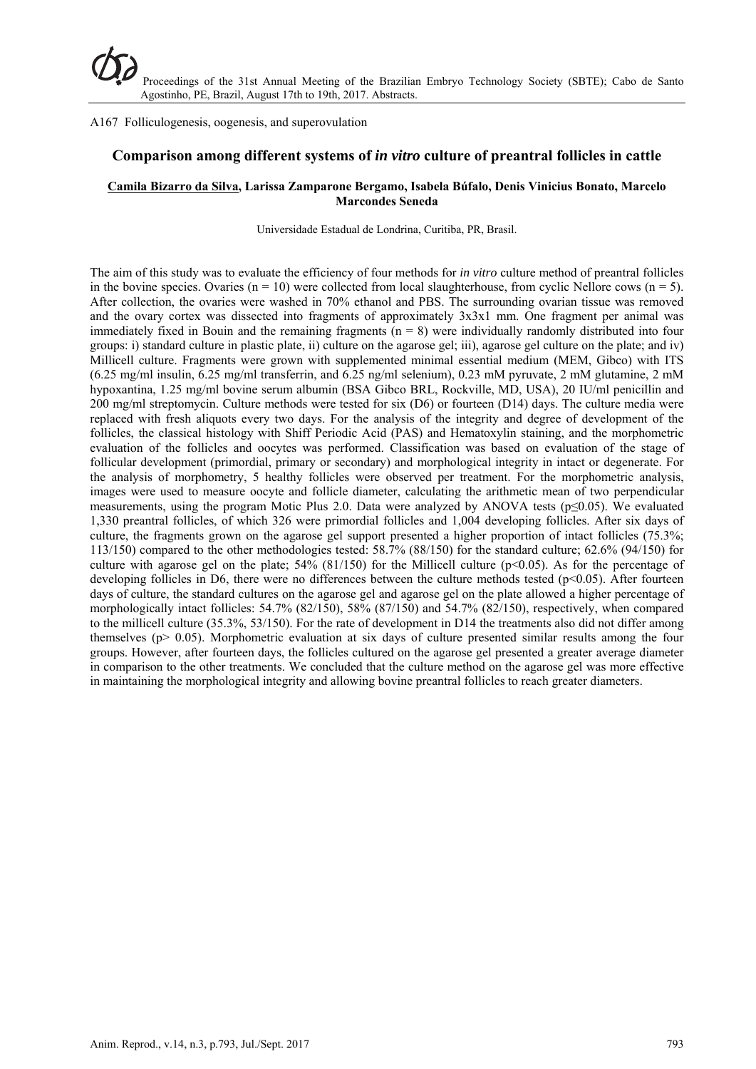A167 Folliculogenesis, oogenesis, and superovulation

## Comparison among different systems of *in vitro* culture of preantral follicles in cattle

**Camila Bizarro da Silva, Larissa Zamparone Bergamo, Isabela Búfalo, Denis Vinicius Bonato, Marcelo Marcondes Seneda**

Universidade Estadual de Londrina, Curitiba, PR, Brasil.

The aim of this study was to evaluate the efficiency of four methods for *in vitro* culture method of preantral follicles in the bovine species. Ovaries (n = 10) were collected from local slaughterhouse, from cyclic Nellore cows (n = 5). After collection, the ovaries were washed in 70% ethanol and PBS. The surrounding ovarian tissue was removed and the ovary cortex was dissected into fragments of approximately 3x3x1 mm. One fragment per animal was immediately fixed in Bouin and the remaining fragments (n = 8) were individually randomly distributed into four groups: i) standard culture in plastic plate, ii) culture on the agarose gel; iii), agarose gel culture on the plate; and iv) Millicell culture. Fragments were grown with supplemented minimal essential medium (MEM, Gibco) with ITS (6.25 mg/ml insulin, 6.25 mg/ml transferrin, and 6.25 ng/ml selenium), 0.23 mM pyruvate, 2 mM glutamine, 2 mM hypoxantina, 1.25 mg/ml bovine serum albumin (BSA Gibco BRL, Rockville, MD, USA), 20 IU/ml penicillin and 200 mg/ml streptomycin. Culture methods were tested for six (D6) or fourteen (D14) days. The culture media were replaced with fresh aliquots every two days. For the analysis of the integrity and degree of development of the follicles, the classical histology with Shiff Periodic Acid (PAS) and Hematoxylin staining, and the morphometric evaluation of the follicles and oocytes was performed. Classification was based on evaluation of the stage of follicular development (primordial, primary or secondary) and morphological integrity in intact or degenerate. For the analysis of morphometry, 5 healthy follicles were observed per treatment. For the morphometric analysis, images were used to measure oocyte and follicle diameter, calculating the arithmetic mean of two perpendicular measurements, using the program Motic Plus 2.0. Data were analyzed by ANOVA tests ($p \leq 0.05$). We evaluated 1,330 preantral follicles, of which 326 were primordial follicles and 1,004 developing follicles. After six days of culture, the fragments grown on the agarose gel support presented a higher proportion of intact follicles (75.3%; 113/150) compared to the other methodologies tested: 58.7% (88/150) for the standard culture; 62.6% (94/150) for culture with agarose gel on the plate; 54% (81/150) for the Millicell culture ($p<0.05$). As for the percentage of developing follicles in D6, there were no differences between the culture methods tested ($p<0.05$). After fourteen days of culture, the standard cultures on the agarose gel and agarose gel on the plate allowed a higher percentage of morphologically intact follicles: 54.7% (82/150), 58% (87/150) and 54.7% (82/150), respectively, when compared to the millicell culture (35.3%, 53/150). For the rate of development in D14 the treatments also did not differ among themselves ($p> 0.05$). Morphometric evaluation at six days of culture presented similar results among the four groups. However, after fourteen days, the follicles cultured on the agarose gel presented a greater average diameter in comparison to the other treatments. We concluded that the culture method on the agarose gel was more effective in maintaining the morphological integrity and allowing bovine preantral follicles to reach greater diameters.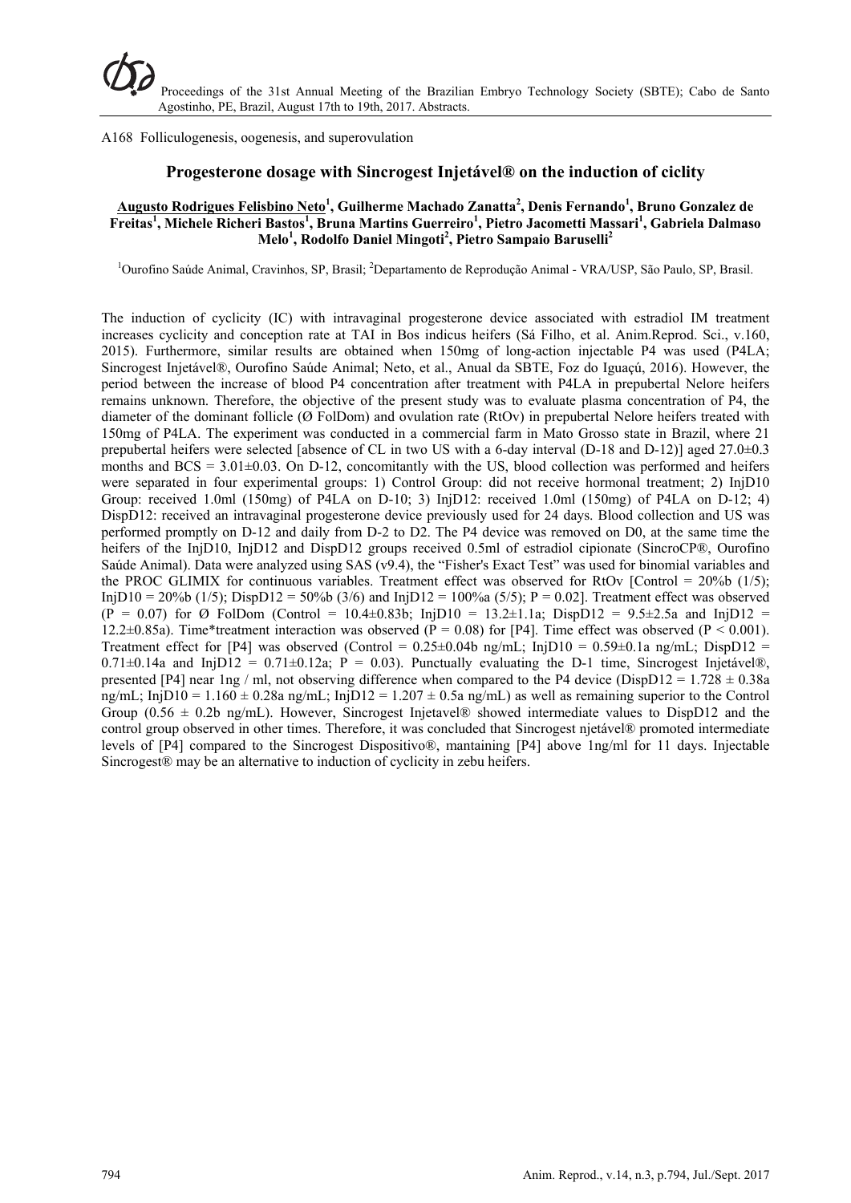A168 Folliculogenesis, oogenesis, and superovulation

## Progesterone dosage with Sincrogest Injetável® on the induction of ciclity

**Augusto Rodrigues Felisbino Neto[1], Guilherme Machado Zanatta[2], Denis Fernando[1], Bruno Gonzalez de Freitas[1], Michele Richeri Bastos[1], Bruna Martins Guerreiro[1], Pietro Jacometti Massari[1], Gabriela Dalmaso Melo[1], Rodolfo Daniel Mingoti[2], Pietro Sampaio Baruselli[2]**

[1]Ourofino Saúde Animal, Cravinhos, SP, Brasil; [2]Departamento de Reprodução Animal - VRA/USP, São Paulo, SP, Brasil.

The induction of cyclicity (IC) with intravaginal progesterone device associated with estradiol IM treatment increases cyclicity and conception rate at TAI in Bos indicus heifers (Sá Filho, et al. Anim.Reprod. Sci., v.160, 2015). Furthermore, similar results are obtained when 150mg of long-action injectable P4 was used (P4LA; Sincrogest Injetável®, Ourofino Saúde Animal; Neto, et al., Anual da SBTE, Foz do Iguaçú, 2016). However, the period between the increase of blood P4 concentration after treatment with P4LA in prepubertal Nelore heifers remains unknown. Therefore, the objective of the present study was to evaluate plasma concentration of P4, the diameter of the dominant follicle (Ø FolDom) and ovulation rate (RtOv) in prepubertal Nelore heifers treated with 150mg of P4LA. The experiment was conducted in a commercial farm in Mato Grosso state in Brazil, where 21 prepubertal heifers were selected [absence of CL in two US with a 6-day interval (D-18 and D-12)] aged 27.0±0.3 months and BCS = 3.01±0.03. On D-12, concomitantly with the US, blood collection was performed and heifers were separated in four experimental groups: 1) Control Group: did not receive hormonal treatment; 2) InjD10 Group: received 1.0ml (150mg) of P4LA on D-10; 3) InjD12: received 1.0ml (150mg) of P4LA on D-12; 4) DispD12: received an intravaginal progesterone device previously used for 24 days. Blood collection and US was performed promptly on D-12 and daily from D-2 to D2. The P4 device was removed on D0, at the same time the heifers of the InjD10, InjD12 and DispD12 groups received 0.5ml of estradiol cipionate (SincroCP®, Ourofino Saúde Animal). Data were analyzed using SAS (v9.4), the "Fisher's Exact Test" was used for binomial variables and the PROC GLIMIX for continuous variables. Treatment effect was observed for RtOv [Control = 20%b (1/5); InjD10 = 20%b (1/5); DispD12 = 50%b (3/6) and InjD12 = 100%a (5/5); P = 0.02]. Treatment effect was observed (P = 0.07) for Ø FolDom (Control = 10.4±0.83b; InjD10 = 13.2±1.1a; DispD12 = 9.5±2.5a and InjD12 = 12.2±0.85a). Time*treatment interaction was observed (P = 0.08) for [P4]. Time effect was observed (P < 0.001). Treatment effect for [P4] was observed (Control = 0.25±0.04b ng/mL; InjD10 = 0.59±0.1a ng/mL; DispD12 = 0.71±0.14a and InjD12 = 0.71±0.12a; P = 0.03). Punctually evaluating the D-1 time, Sincrogest Injetável®, presented [P4] near 1ng / ml, not observing difference when compared to the P4 device (DispD12 = 1.728 ± 0.38a ng/mL; InjD10 = 1.160 ± 0.28a ng/mL; InjD12 = 1.207 ± 0.5a ng/mL) as well as remaining superior to the Control Group (0.56 ± 0.2b ng/mL). However, Sincrogest Injetavel® showed intermediate values to DispD12 and the control group observed in other times. Therefore, it was concluded that Sincrogest njetável® promoted intermediate levels of [P4] compared to the Sincrogest Dispositivo®, mantaining [P4] above 1ng/ml for 11 days. Injectable Sincrogest® may be an alternative to induction of cyclicity in zebu heifers.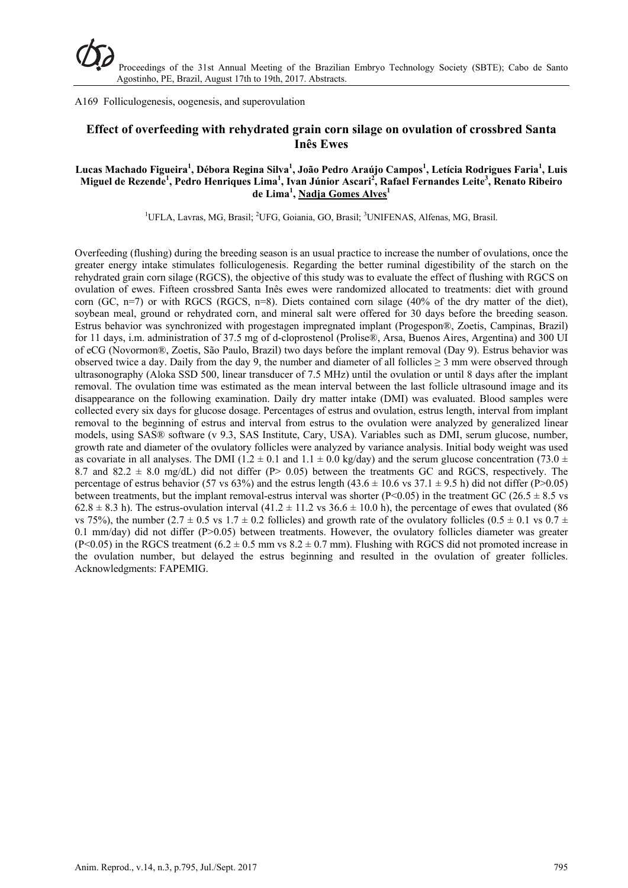A169 Folliculogenesis, oogenesis, and superovulation

## Effect of overfeeding with rehydrated grain corn silage on ovulation of crossbred Santa Inês Ewes

**Lucas Machado Figueira[1], Débora Regina Silva[1], João Pedro Araújo Campos[1], Letícia Rodrigues Faria[1], Luis Miguel de Rezende[1], Pedro Henriques Lima[1], Ivan Júnior Ascari[2], Rafael Fernandes Leite[3], Renato Ribeiro de Lima[1], Nadja Gomes Alves[1]**

[1]UFLA, Lavras, MG, Brasil; [2]UFG, Goiania, GO, Brasil; [3]UNIFENAS, Alfenas, MG, Brasil.

Overfeeding (flushing) during the breeding season is an usual practice to increase the number of ovulations, once the greater energy intake stimulates folliculogenesis. Regarding the better ruminal digestibility of the starch on the rehydrated grain corn silage (RGCS), the objective of this study was to evaluate the effect of flushing with RGCS on ovulation of ewes. Fifteen crossbred Santa Inês ewes were randomized allocated to treatments: diet with ground corn (GC, n=7) or with RGCS (RGCS, n=8). Diets contained corn silage (40% of the dry matter of the diet), soybean meal, ground or rehydrated corn, and mineral salt were offered for 30 days before the breeding season. Estrus behavior was synchronized with progestagen impregnated implant (Progespon®, Zoetis, Campinas, Brazil) for 11 days, i.m. administration of 37.5 mg of d-cloprostenol (Prolise®, Arsa, Buenos Aires, Argentina) and 300 UI of eCG (Novormon®, Zoetis, São Paulo, Brazil) two days before the implant removal (Day 9). Estrus behavior was observed twice a day. Daily from the day 9, the number and diameter of all follicles ≥ 3 mm were observed through ultrasonography (Aloka SSD 500, linear transducer of 7.5 MHz) until the ovulation or until 8 days after the implant removal. The ovulation time was estimated as the mean interval between the last follicle ultrasound image and its disappearance on the following examination. Daily dry matter intake (DMI) was evaluated. Blood samples were collected every six days for glucose dosage. Percentages of estrus and ovulation, estrus length, interval from implant removal to the beginning of estrus and interval from estrus to the ovulation were analyzed by generalized linear models, using SAS® software (v 9.3, SAS Institute, Cary, USA). Variables such as DMI, serum glucose, number, growth rate and diameter of the ovulatory follicles were analyzed by variance analysis. Initial body weight was used as covariate in all analyses. The DMI (1.2 ± 0.1 and 1.1 ± 0.0 kg/day) and the serum glucose concentration (73.0 ± 8.7 and 82.2 ± 8.0 mg/dL) did not differ ($P > 0.05$) between the treatments GC and RGCS, respectively. The percentage of estrus behavior (57 vs 63%) and the estrus length (43.6 ± 10.6 vs 37.1 ± 9.5 h) did not differ ($P > 0.05$) between treatments, but the implant removal-estrus interval was shorter ($P < 0.05$) in the treatment GC (26.5 ± 8.5 vs 62.8 ± 8.3 h). The estrus-ovulation interval (41.2 ± 11.2 vs 36.6 ± 10.0 h), the percentage of ewes that ovulated (86 vs 75%), the number (2.7 ± 0.5 vs 1.7 ± 0.2 follicles) and growth rate of the ovulatory follicles (0.5 ± 0.1 vs 0.7 ± 0.1 mm/day) did not differ ($P > 0.05$) between treatments. However, the ovulatory follicles diameter was greater ($P < 0.05$) in the RGCS treatment (6.2 ± 0.5 mm vs 8.2 ± 0.7 mm). Flushing with RGCS did not promoted increase in the ovulation number, but delayed the estrus beginning and resulted in the ovulation of greater follicles. Acknowledgments: FAPEMIG.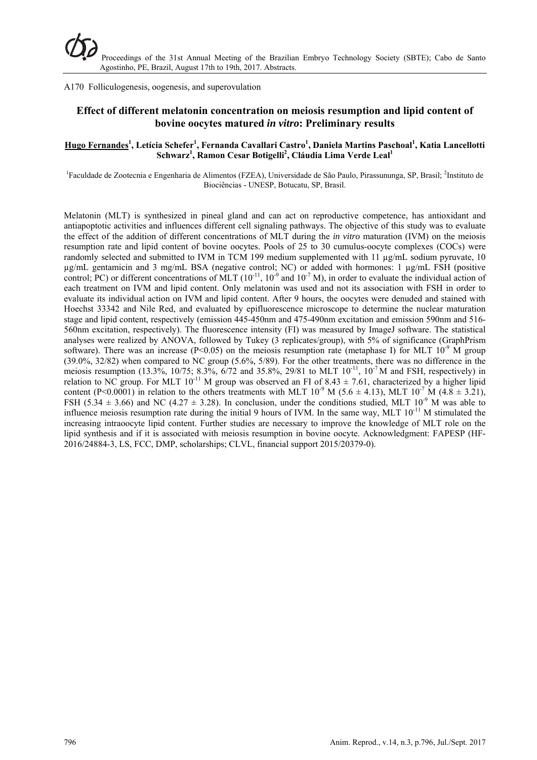A170 Folliculogenesis, oogenesis, and superovulation

## Effect of different melatonin concentration on meiosis resumption and lipid content of bovine oocytes matured *in vitro*: Preliminary results

**Hugo Fernandes[1], Letícia Schefer[1], Fernanda Cavallari Castro[1], Daniela Martins Paschoal[1], Katia Lancellotti Schwarz[1], Ramon Cesar Botigelli[2], Cláudia Lima Verde Leal[1]**

[1]Faculdade de Zootecnia e Engenharia de Alimentos (FZEA), Universidade de São Paulo, Pirassununga, SP, Brasil; [2]Instituto de Biociências - UNESP, Botucatu, SP, Brasil.

Melatonin (MLT) is synthesized in pineal gland and can act on reproductive competence, has antioxidant and antiapoptotic activities and influences different cell signaling pathways. The objective of this study was to evaluate the effect of the addition of different concentrations of MLT during the *in vitro* maturation (IVM) on the meiosis resumption rate and lipid content of bovine oocytes. Pools of 25 to 30 cumulus-oocyte complexes (COCs) were randomly selected and submitted to IVM in TCM 199 medium supplemented with 11 µg/mL sodium pyruvate, 10 µg/mL gentamicin and 3 mg/mL BSA (negative control; NC) or added with hormones: 1 µg/mL FSH (positive control; PC) or different concentrations of MLT ($10^{-11}$, $10^{-9}$ and $10^{-7}$ M), in order to evaluate the individual action of each treatment on IVM and lipid content. Only melatonin was used and not its association with FSH in order to evaluate its individual action on IVM and lipid content. After 9 hours, the oocytes were denuded and stained with Hoechst 33342 and Nile Red, and evaluated by epifluorescence microscope to determine the nuclear maturation stage and lipid content, respectively (emission 445-450nm and 475-490nm excitation and emission 590nm and 516-560nm excitation, respectively). The fluorescence intensity (FI) was measured by ImageJ software. The statistical analyses were realized by ANOVA, followed by Tukey (3 replicates/group), with 5% of significance (GraphPrism software). There was an increase ($P<0.05$) on the meiosis resumption rate (metaphase I) for MLT $10^{-9}$ M group (39.0%, 32/82) when compared to NC group (5.6%, 5/89). For the other treatments, there was no difference in the meiosis resumption (13.3%, 10/75; 8.3%, 6/72 and 35.8%, 29/81 to MLT $10^{-11}$, $10^{-7}$ M and FSH, respectively) in relation to NC group. For MLT $10^{-11}$ M group was observed an FI of $8.43 \pm 7.61$, characterized by a higher lipid content ($P<0.0001$) in relation to the others treatments with MLT $10^{-9}$ M ($5.6 \pm 4.13$), MLT $10^{-7}$ M ($4.8 \pm 3.21$), FSH ($5.34 \pm 3.66$) and NC ($4.27 \pm 3.28$). In conclusion, under the conditions studied, MLT $10^{-9}$ M was able to influence meiosis resumption rate during the initial 9 hours of IVM. In the same way, MLT $10^{-11}$ M stimulated the increasing intraoocyte lipid content. Further studies are necessary to improve the knowledge of MLT role on the lipid synthesis and if it is associated with meiosis resumption in bovine oocyte. Acknowledgment: FAPESP (HF-2016/24884-3, LS, FCC, DMP, scholarships; CLVL, financial support 2015/20379-0).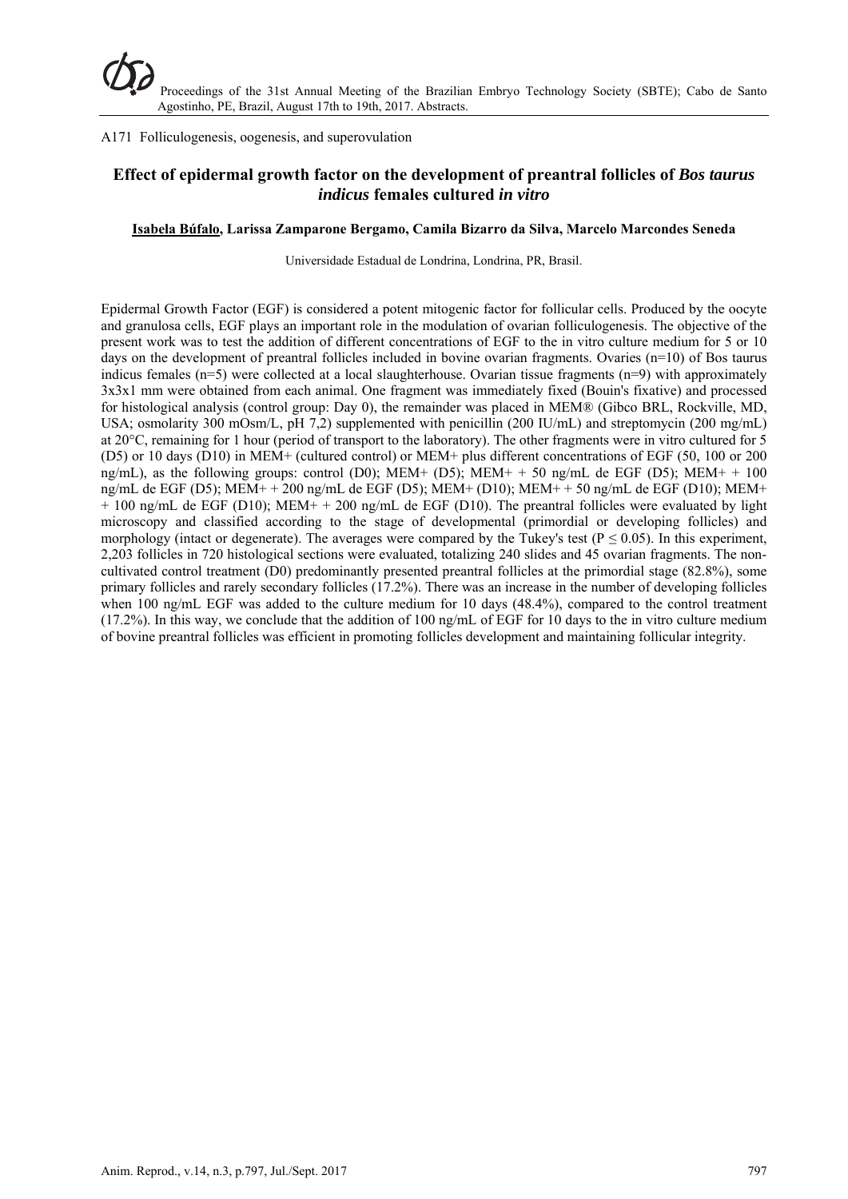A171 Folliculogenesis, oogenesis, and superovulation

## Effect of epidermal growth factor on the development of preantral follicles of *Bos taurus indicus* females cultured *in vitro*

**Isabela Búfalo, Larissa Zamparone Bergamo, Camila Bizarro da Silva, Marcelo Marcondes Seneda**

Universidade Estadual de Londrina, Londrina, PR, Brasil.

Epidermal Growth Factor (EGF) is considered a potent mitogenic factor for follicular cells. Produced by the oocyte and granulosa cells, EGF plays an important role in the modulation of ovarian folliculogenesis. The objective of the present work was to test the addition of different concentrations of EGF to the in vitro culture medium for 5 or 10 days on the development of preantral follicles included in bovine ovarian fragments. Ovaries (n=10) of Bos taurus indicus females (n=5) were collected at a local slaughterhouse. Ovarian tissue fragments (n=9) with approximately 3x3x1 mm were obtained from each animal. One fragment was immediately fixed (Bouin's fixative) and processed for histological analysis (control group: Day 0), the remainder was placed in MEM® (Gibco BRL, Rockville, MD, USA; osmolarity 300 mOsm/L, pH 7,2) supplemented with penicillin (200 IU/mL) and streptomycin (200 mg/mL) at 20°C, remaining for 1 hour (period of transport to the laboratory). The other fragments were in vitro cultured for 5 (D5) or 10 days (D10) in MEM+ (cultured control) or MEM+ plus different concentrations of EGF (50, 100 or 200 ng/mL), as the following groups: control (D0); MEM+ (D5); MEM+ + 50 ng/mL de EGF (D5); MEM+ + 100 ng/mL de EGF (D5); MEM+ + 200 ng/mL de EGF (D5); MEM+ (D10); MEM+ + 50 ng/mL de EGF (D10); MEM+ + 100 ng/mL de EGF (D10); MEM+ + 200 ng/mL de EGF (D10). The preantral follicles were evaluated by light microscopy and classified according to the stage of developmental (primordial or developing follicles) and morphology (intact or degenerate). The averages were compared by the Tukey's test ($P \leq 0.05$). In this experiment, 2,203 follicles in 720 histological sections were evaluated, totalizing 240 slides and 45 ovarian fragments. The non-cultivated control treatment (D0) predominantly presented preantral follicles at the primordial stage (82.8%), some primary follicles and rarely secondary follicles (17.2%). There was an increase in the number of developing follicles when 100 ng/mL EGF was added to the culture medium for 10 days (48.4%), compared to the control treatment (17.2%). In this way, we conclude that the addition of 100 ng/mL of EGF for 10 days to the in vitro culture medium of bovine preantral follicles was efficient in promoting follicles development and maintaining follicular integrity.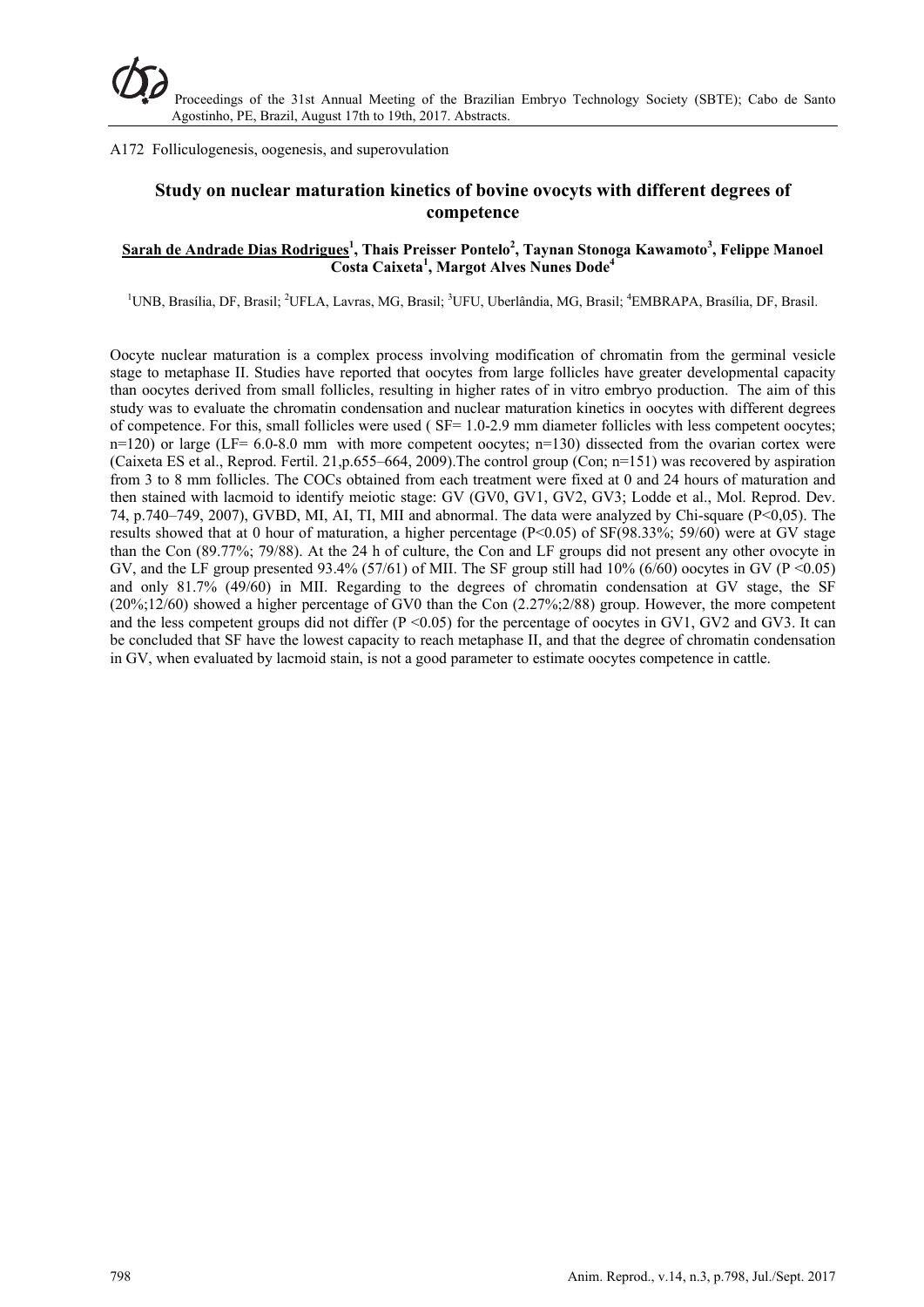A172 Folliculogenesis, oogenesis, and superovulation

## Study on nuclear maturation kinetics of bovine ovocyts with different degrees of competence

**Sarah de Andrade Dias Rodrigues[1], Thais Preisser Pontelo[2], Taynan Stonoga Kawamoto[3], Felippe Manoel Costa Caixeta[1], Margot Alves Nunes Dode[4]**

[1]UNB, Brasília, DF, Brasil; [2]UFLA, Lavras, MG, Brasil; [3]UFU, Uberlândia, MG, Brasil; [4]EMBRAPA, Brasília, DF, Brasil.

Oocyte nuclear maturation is a complex process involving modification of chromatin from the germinal vesicle stage to metaphase II. Studies have reported that oocytes from large follicles have greater developmental capacity than oocytes derived from small follicles, resulting in higher rates of in vitro embryo production. The aim of this study was to evaluate the chromatin condensation and nuclear maturation kinetics in oocytes with different degrees of competence. For this, small follicles were used ( SF= 1.0-2.9 mm diameter follicles with less competent oocytes; n=120) or large (LF= 6.0-8.0 mm with more competent oocytes; n=130) dissected from the ovarian cortex were (Caixeta ES et al., Reprod. Fertil. 21,p.655–664, 2009).The control group (Con; n=151) was recovered by aspiration from 3 to 8 mm follicles. The COCs obtained from each treatment were fixed at 0 and 24 hours of maturation and then stained with lacmoid to identify meiotic stage: GV (GV0, GV1, GV2, GV3; Lodde et al., Mol. Reprod. Dev. 74, p.740–749, 2007), GVBD, MI, AI, TI, MII and abnormal. The data were analyzed by Chi-square ($P<0,05$). The results showed that at 0 hour of maturation, a higher percentage ($P<0.05$) of SF(98.33%; 59/60) were at GV stage than the Con (89.77%; 79/88). At the 24 h of culture, the Con and LF groups did not present any other ovocyte in GV, and the LF group presented 93.4% (57/61) of MII. The SF group still had 10% (6/60) oocytes in GV ($P <0.05$) and only 81.7% (49/60) in MII. Regarding to the degrees of chromatin condensation at GV stage, the SF (20%;12/60) showed a higher percentage of GV0 than the Con (2.27%;2/88) group. However, the more competent and the less competent groups did not differ ($P <0.05$) for the percentage of oocytes in GV1, GV2 and GV3. It can be concluded that SF have the lowest capacity to reach metaphase II, and that the degree of chromatin condensation in GV, when evaluated by lacmoid stain, is not a good parameter to estimate oocytes competence in cattle.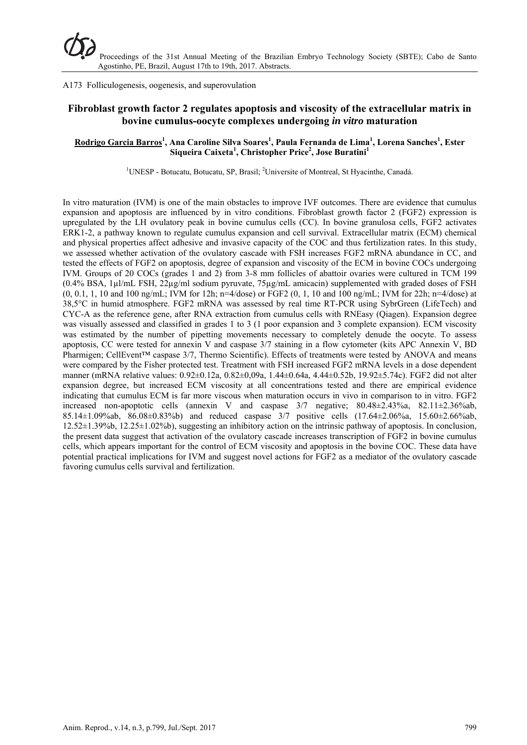A173 Folliculogenesis, oogenesis, and superovulation

## Fibroblast growth factor 2 regulates apoptosis and viscosity of the extracellular matrix in bovine cumulus-oocyte complexes undergoing *in vitro* maturation

**Rodrigo Garcia Barros[1], Ana Caroline Silva Soares[1], Paula Fernanda de Lima[1], Lorena Sanches[1], Ester Siqueira Caixeta[1], Christopher Price[2], Jose Buratini[1]**

[1]UNESP - Botucatu, Botucatu, SP, Brasil; [2]Universite of Montreal, St Hyacinthe, Canadá.

In vitro maturation (IVM) is one of the main obstacles to improve IVF outcomes. There are evidence that cumulus expansion and apoptosis are influenced by in vitro conditions. Fibroblast growth factor 2 (FGF2) expression is upregulated by the LH ovulatory peak in bovine cumulus cells (CC). In bovine granulosa cells, FGF2 activates ERK1-2, a pathway known to regulate cumulus expansion and cell survival. Extracellular matrix (ECM) chemical and physical properties affect adhesive and invasive capacity of the COC and thus fertilization rates. In this study, we assessed whether activation of the ovulatory cascade with FSH increases FGF2 mRNA abundance in CC, and tested the effects of FGF2 on apoptosis, degree of expansion and viscosity of the ECM in bovine COCs undergoing IVM. Groups of 20 COCs (grades 1 and 2) from 3-8 mm follicles of abattoir ovaries were cultured in TCM 199 (0.4% BSA, 1µl/mL FSH, 22µg/ml sodium pyruvate, 75µg/mL amicacin) supplemented with graded doses of FSH (0, 0.1, 1, 10 and 100 ng/mL; IVM for 12h; n=4/dose) or FGF2 (0, 1, 10 and 100 ng/mL; IVM for 22h; n=4/dose) at 38,5°C in humid atmosphere. FGF2 mRNA was assessed by real time RT-PCR using SybrGreen (LifeTech) and CYC-A as the reference gene, after RNA extraction from cumulus cells with RNEasy (Qiagen). Expansion degree was visually assessed and classified in grades 1 to 3 (1 poor expansion and 3 complete expansion). ECM viscosity was estimated by the number of pipetting movements necessary to completely denude the oocyte. To assess apoptosis, CC were tested for annexin V and caspase 3/7 staining in a flow cytometer (kits APC Annexin V, BD Pharmigen; CellEvent™ caspase 3/7, Thermo Scientific). Effects of treatments were tested by ANOVA and means were compared by the Fisher protected test. Treatment with FSH increased FGF2 mRNA levels in a dose dependent manner (mRNA relative values: 0.92±0.12a, 0.82±0,09a, 1.44±0.64a, 4.44±0.52b, 19.92±5.74c). FGF2 did not alter expansion degree, but increased ECM viscosity at all concentrations tested and there are empirical evidence indicating that cumulus ECM is far more viscous when maturation occurs in vivo in comparison to in vitro. FGF2 increased non-apoptotic cells (annexin V and caspase 3/7 negative; 80.48±2.43%a, 82.11±2.36%ab, 85.14±1.09%ab, 86.08±0.83%b) and reduced caspase 3/7 positive cells (17.64±2.06%a, 15.60±2.66%ab, 12.52±1.39%b, 12.25±1.02%b), suggesting an inhibitory action on the intrinsic pathway of apoptosis. In conclusion, the present data suggest that activation of the ovulatory cascade increases transcription of FGF2 in bovine cumulus cells, which appears important for the control of ECM viscosity and apoptosis in the bovine COC. These data have potential practical implications for IVM and suggest novel actions for FGF2 as a mediator of the ovulatory cascade favoring cumulus cells survival and fertilization.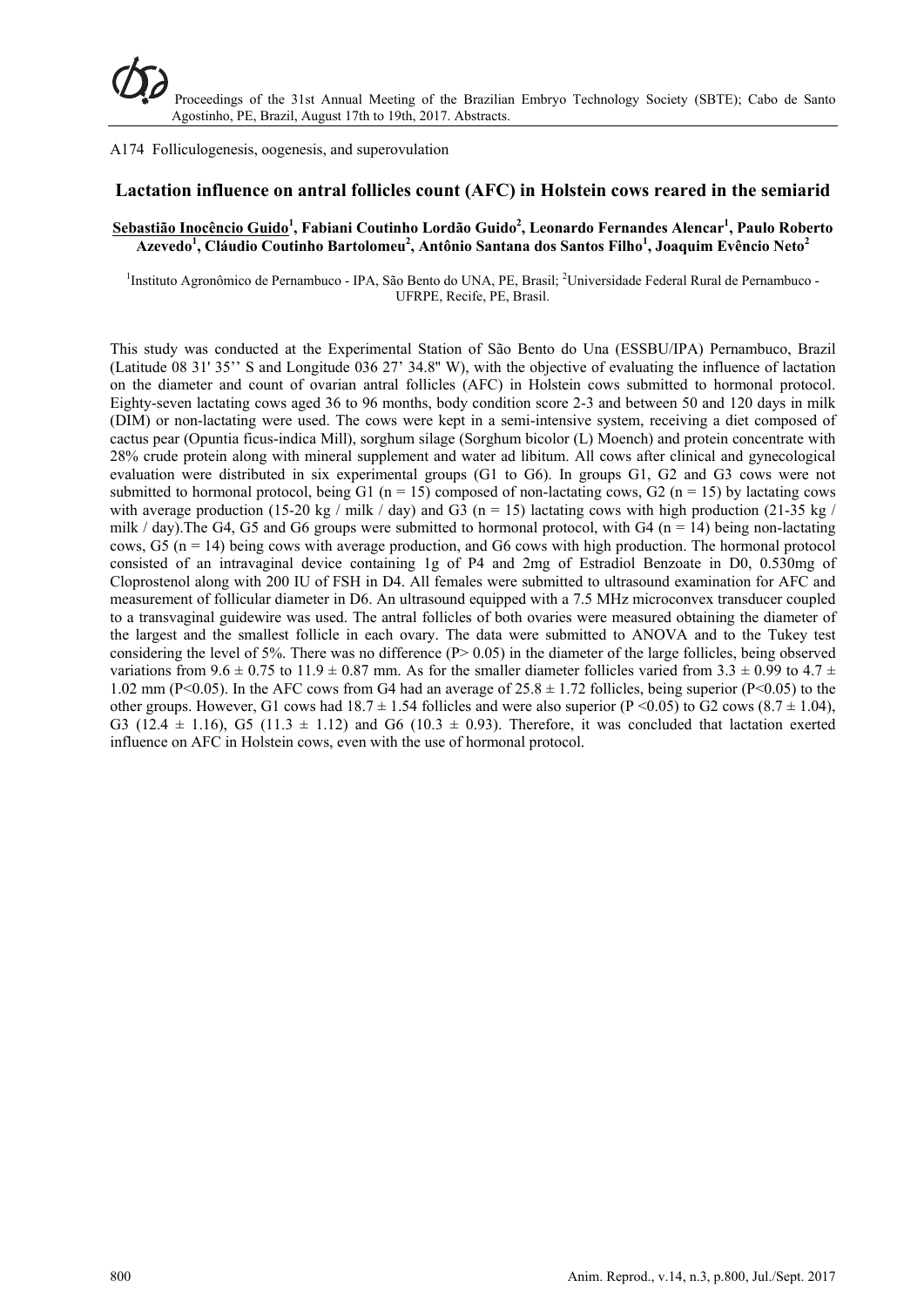A174 Folliculogenesis, oogenesis, and superovulation

## Lactation influence on antral follicles count (AFC) in Holstein cows reared in the semiarid

**<u>Sebastião Inocêncio Guido</u>[1], Fabiani Coutinho Lordão Guido[2], Leonardo Fernandes Alencar[1], Paulo Roberto Azevedo[1], Cláudio Coutinho Bartolomeu[2], Antônio Santana dos Santos Filho[1], Joaquim Evêncio Neto[2]**

[1]Instituto Agronômico de Pernambuco - IPA, São Bento do UNA, PE, Brasil; [2]Universidade Federal Rural de Pernambuco - UFRPE, Recife, PE, Brasil.

This study was conducted at the Experimental Station of São Bento do Una (ESSBU/IPA) Pernambuco, Brazil (Latitude 08 31' 35'' S and Longitude 036 27' 34.8" W), with the objective of evaluating the influence of lactation on the diameter and count of ovarian antral follicles (AFC) in Holstein cows submitted to hormonal protocol. Eighty-seven lactating cows aged 36 to 96 months, body condition score 2-3 and between 50 and 120 days in milk (DIM) or non-lactating were used. The cows were kept in a semi-intensive system, receiving a diet composed of cactus pear (Opuntia ficus-indica Mill), sorghum silage (Sorghum bicolor (L) Moench) and protein concentrate with 28% crude protein along with mineral supplement and water ad libitum. All cows after clinical and gynecological evaluation were distributed in six experimental groups (G1 to G6). In groups G1, G2 and G3 cows were not submitted to hormonal protocol, being G1 (n = 15) composed of non-lactating cows, G2 (n = 15) by lactating cows with average production (15-20 kg / milk / day) and G3 (n = 15) lactating cows with high production (21-35 kg / milk / day).The G4, G5 and G6 groups were submitted to hormonal protocol, with G4 (n = 14) being non-lactating cows, G5 (n = 14) being cows with average production, and G6 cows with high production. The hormonal protocol consisted of an intravaginal device containing 1g of P4 and 2mg of Estradiol Benzoate in D0, 0.530mg of Cloprostenol along with 200 IU of FSH in D4. All females were submitted to ultrasound examination for AFC and measurement of follicular diameter in D6. An ultrasound equipped with a 7.5 MHz microconvex transducer coupled to a transvaginal guidewire was used. The antral follicles of both ovaries were measured obtaining the diameter of the largest and the smallest follicle in each ovary. The data were submitted to ANOVA and to the Tukey test considering the level of 5%. There was no difference ($P > 0.05$) in the diameter of the large follicles, being observed variations from $9.6 \pm 0.75$ to $11.9 \pm 0.87$ mm. As for the smaller diameter follicles varied from $3.3 \pm 0.99$ to $4.7 \pm 1.02$ mm ($P<0.05$). In the AFC cows from G4 had an average of $25.8 \pm 1.72$ follicles, being superior ($P<0.05$) to the other groups. However, G1 cows had $18.7 \pm 1.54$ follicles and were also superior ($P <0.05$) to G2 cows ($8.7 \pm 1.04$), G3 ($12.4 \pm 1.16$), G5 ($11.3 \pm 1.12$) and G6 ($10.3 \pm 0.93$). Therefore, it was concluded that lactation exerted influence on AFC in Holstein cows, even with the use of hormonal protocol.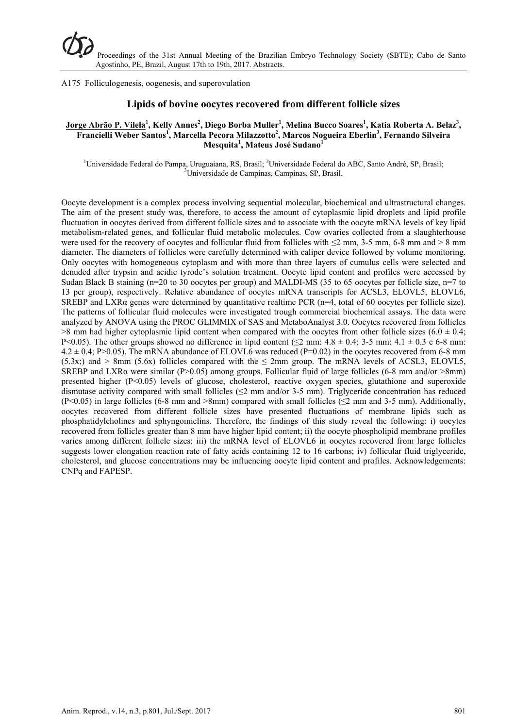A175 Folliculogenesis, oogenesis, and superovulation

## Lipids of bovine oocytes recovered from different follicle sizes

**Jorge Abrão P. Vilela[1], Kelly Annes[2], Diego Borba Muller[1], Melina Bucco Soares[1], Katia Roberta A. Belaz[3], Francielli Weber Santos[1], Marcella Pecora Milazzotto[2], Marcos Nogueira Eberlin[3], Fernando Silveira Mesquita[1], Mateus José Sudano[1]**

[1]Universidade Federal do Pampa, Uruguaiana, RS, Brasil; [2]Universidade Federal do ABC, Santo André, SP, Brasil; [3]Universidade de Campinas, Campinas, SP, Brasil.

Oocyte development is a complex process involving sequential molecular, biochemical and ultrastructural changes. The aim of the present study was, therefore, to access the amount of cytoplasmic lipid droplets and lipid profile fluctuation in oocytes derived from different follicle sizes and to associate with the oocyte mRNA levels of key lipid metabolism-related genes, and follicular fluid metabolic molecules. Cow ovaries collected from a slaughterhouse were used for the recovery of oocytes and follicular fluid from follicles with ≤2 mm, 3-5 mm, 6-8 mm and > 8 mm diameter. The diameters of follicles were carefully determined with caliper device followed by volume monitoring. Only oocytes with homogeneous cytoplasm and with more than three layers of cumulus cells were selected and denuded after trypsin and acidic tyrode's solution treatment. Oocyte lipid content and profiles were accessed by Sudan Black B staining (n=20 to 30 oocytes per group) and MALDI-MS (35 to 65 oocytes per follicle size, n=7 to 13 per group), respectively. Relative abundance of oocytes mRNA transcripts for ACSL3, ELOVL5, ELOVL6, SREBP and LXRα genes were determined by quantitative realtime PCR (n=4, total of 60 oocytes per follicle size). The patterns of follicular fluid molecules were investigated trough commercial biochemical assays. The data were analyzed by ANOVA using the PROC GLIMMIX of SAS and MetaboAnalyst 3.0. Oocytes recovered from follicles >8 mm had higher cytoplasmic lipid content when compared with the oocytes from other follicle sizes (6.0 ± 0.4; $P<0.05$). The other groups showed no difference in lipid content (≤2 mm: 4.8 ± 0.4; 3-5 mm: 4.1 ± 0.3 e 6-8 mm: 4.2 ± 0.4; $P>0.05$). The mRNA abundance of ELOVL6 was reduced ($P=0.02$) in the oocytes recovered from 6-8 mm (5.3x;) and > 8mm (5.6x) follicles compared with the ≤ 2mm group. The mRNA levels of ACSL3, ELOVL5, SREBP and LXRα were similar ($P>0.05$) among groups. Follicular fluid of large follicles (6-8 mm and/or >8mm) presented higher ($P<0.05$) levels of glucose, cholesterol, reactive oxygen species, glutathione and superoxide dismutase activity compared with small follicles (≤2 mm and/or 3-5 mm). Triglyceride concentration has reduced ($P<0.05$) in large follicles (6-8 mm and >8mm) compared with small follicles (≤2 mm and 3-5 mm). Additionally, oocytes recovered from different follicle sizes have presented fluctuations of membrane lipids such as phosphatidylcholines and sphyngomielins. Therefore, the findings of this study reveal the following: i) oocytes recovered from follicles greater than 8 mm have higher lipid content; ii) the oocyte phospholipid membrane profiles varies among different follicle sizes; iii) the mRNA level of ELOVL6 in oocytes recovered from large follicles suggests lower elongation reaction rate of fatty acids containing 12 to 16 carbons; iv) follicular fluid triglyceride, cholesterol, and glucose concentrations may be influencing oocyte lipid content and profiles. Acknowledgements: CNPq and FAPESP.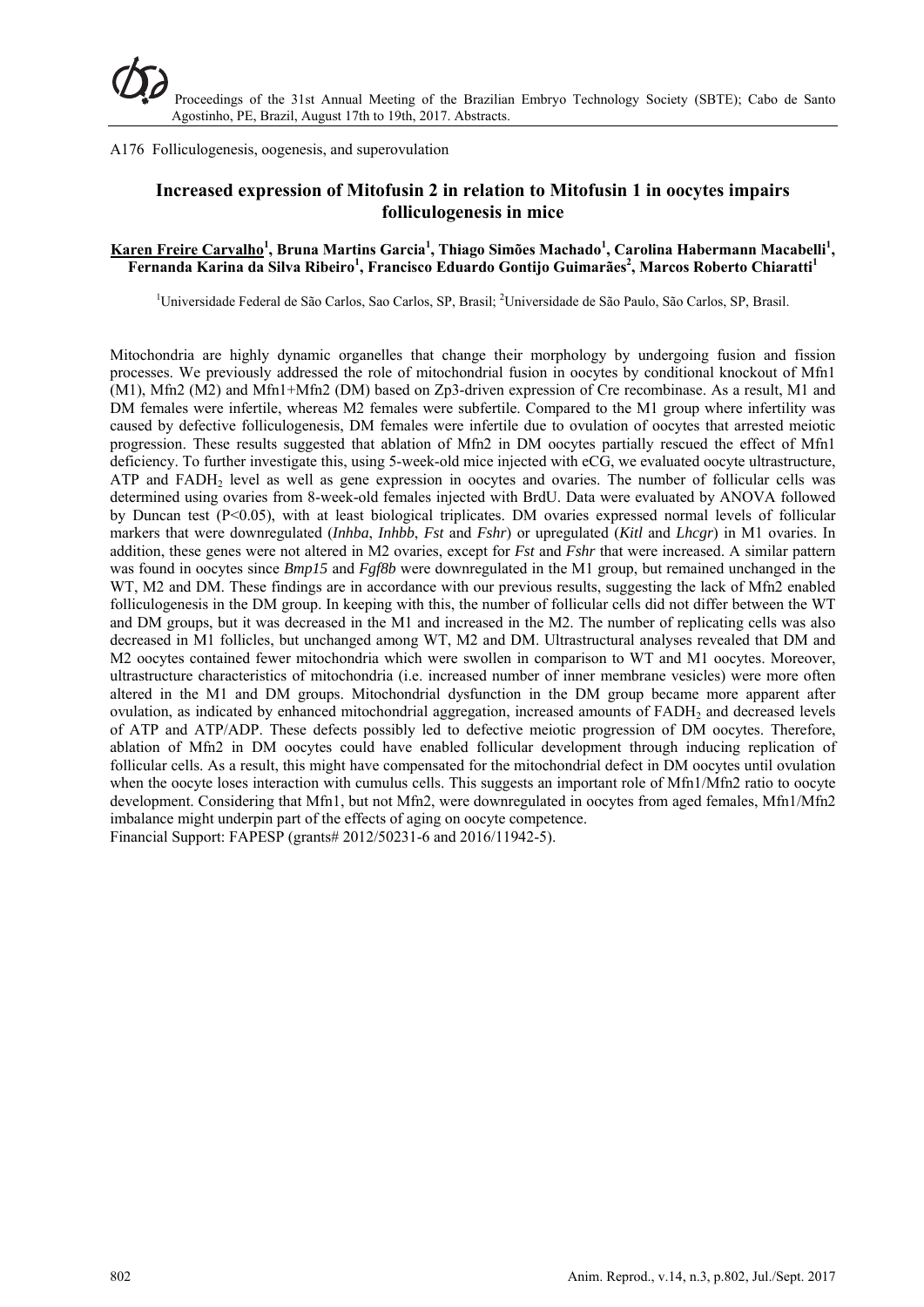A176 Folliculogenesis, oogenesis, and superovulation

## Increased expression of Mitofusin 2 in relation to Mitofusin 1 in oocytes impairs folliculogenesis in mice

**Karen Freire Carvalho[1], Bruna Martins Garcia[1], Thiago Simões Machado[1], Carolina Habermann Macabelli[1], Fernanda Karina da Silva Ribeiro[1], Francisco Eduardo Gontijo Guimarães[2], Marcos Roberto Chiaratti[1]**

[1]Universidade Federal de São Carlos, Sao Carlos, SP, Brasil; [2]Universidade de São Paulo, São Carlos, SP, Brasil.

Mitochondria are highly dynamic organelles that change their morphology by undergoing fusion and fission processes. We previously addressed the role of mitochondrial fusion in oocytes by conditional knockout of Mfn1 (M1), Mfn2 (M2) and Mfn1+Mfn2 (DM) based on Zp3-driven expression of Cre recombinase. As a result, M1 and DM females were infertile, whereas M2 females were subfertile. Compared to the M1 group where infertility was caused by defective folliculogenesis, DM females were infertile due to ovulation of oocytes that arrested meiotic progression. These results suggested that ablation of Mfn2 in DM oocytes partially rescued the effect of Mfn1 deficiency. To further investigate this, using 5-week-old mice injected with eCG, we evaluated oocyte ultrastructure, ATP and $FADH_2$ level as well as gene expression in oocytes and ovaries. The number of follicular cells was determined using ovaries from 8-week-old females injected with BrdU. Data were evaluated by ANOVA followed by Duncan test ($P<0.05$), with at least biological triplicates. DM ovaries expressed normal levels of follicular markers that were downregulated (*Inhba*, *Inhbb*, *Fst* and *Fshr*) or upregulated (*Kitl* and *Lhcgr*) in M1 ovaries. In addition, these genes were not altered in M2 ovaries, except for *Fst* and *Fshr* that were increased. A similar pattern was found in oocytes since *Bmp15* and *Fgf8b* were downregulated in the M1 group, but remained unchanged in the WT, M2 and DM. These findings are in accordance with our previous results, suggesting the lack of Mfn2 enabled folliculogenesis in the DM group. In keeping with this, the number of follicular cells did not differ between the WT and DM groups, but it was decreased in the M1 and increased in the M2. The number of replicating cells was also decreased in M1 follicles, but unchanged among WT, M2 and DM. Ultrastructural analyses revealed that DM and M2 oocytes contained fewer mitochondria which were swollen in comparison to WT and M1 oocytes. Moreover, ultrastructure characteristics of mitochondria (i.e. increased number of inner membrane vesicles) were more often altered in the M1 and DM groups. Mitochondrial dysfunction in the DM group became more apparent after ovulation, as indicated by enhanced mitochondrial aggregation, increased amounts of $FADH_2$ and decreased levels of ATP and ATP/ADP. These defects possibly led to defective meiotic progression of DM oocytes. Therefore, ablation of Mfn2 in DM oocytes could have enabled follicular development through inducing replication of follicular cells. As a result, this might have compensated for the mitochondrial defect in DM oocytes until ovulation when the oocyte loses interaction with cumulus cells. This suggests an important role of Mfn1/Mfn2 ratio to oocyte development. Considering that Mfn1, but not Mfn2, were downregulated in oocytes from aged females, Mfn1/Mfn2 imbalance might underpin part of the effects of aging on oocyte competence.

Financial Support: FAPESP (grants# 2012/50231-6 and 2016/11942-5).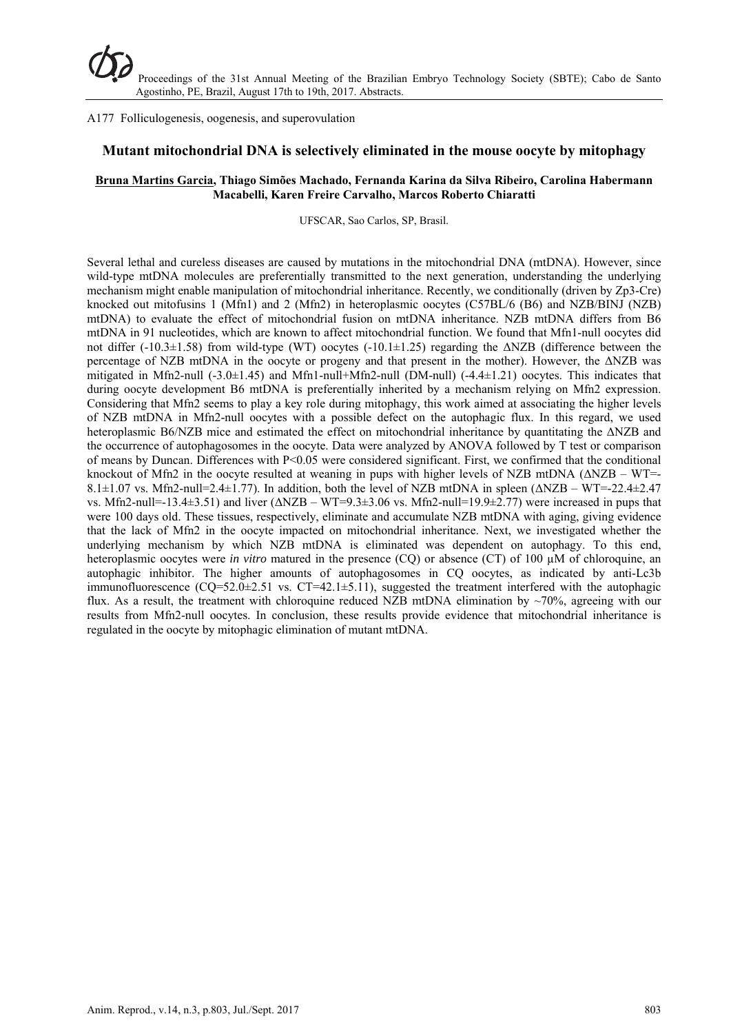A177 Folliculogenesis, oogenesis, and superovulation

## Mutant mitochondrial DNA is selectively eliminated in the mouse oocyte by mitophagy

**<u>Bruna Martins Garcia</u>, Thiago Simões Machado, Fernanda Karina da Silva Ribeiro, Carolina Habermann Macabelli, Karen Freire Carvalho, Marcos Roberto Chiaratti**

UFSCAR, Sao Carlos, SP, Brasil.

Several lethal and cureless diseases are caused by mutations in the mitochondrial DNA (mtDNA). However, since wild-type mtDNA molecules are preferentially transmitted to the next generation, understanding the underlying mechanism might enable manipulation of mitochondrial inheritance. Recently, we conditionally (driven by Zp3-Cre) knocked out mitofusins 1 (Mfn1) and 2 (Mfn2) in heteroplasmic oocytes (C57BL/6 (B6) and NZB/BINJ (NZB) mtDNA) to evaluate the effect of mitochondrial fusion on mtDNA inheritance. NZB mtDNA differs from B6 mtDNA in 91 nucleotides, which are known to affect mitochondrial function. We found that Mfn1-null oocytes did not differ (-10.3±1.58) from wild-type (WT) oocytes (-10.1±1.25) regarding the ΔNZB (difference between the percentage of NZB mtDNA in the oocyte or progeny and that present in the mother). However, the ΔNZB was mitigated in Mfn2-null (-3.0±1.45) and Mfn1-null+Mfn2-null (DM-null) (-4.4±1.21) oocytes. This indicates that during oocyte development B6 mtDNA is preferentially inherited by a mechanism relying on Mfn2 expression. Considering that Mfn2 seems to play a key role during mitophagy, this work aimed at associating the higher levels of NZB mtDNA in Mfn2-null oocytes with a possible defect on the autophagic flux. In this regard, we used heteroplasmic B6/NZB mice and estimated the effect on mitochondrial inheritance by quantitating the ΔNZB and the occurrence of autophagosomes in the oocyte. Data were analyzed by ANOVA followed by T test or comparison of means by Duncan. Differences with $P<0.05$ were considered significant. First, we confirmed that the conditional knockout of Mfn2 in the oocyte resulted at weaning in pups with higher levels of NZB mtDNA (ΔNZB – WT=-8.1±1.07 vs. Mfn2-null=2.4±1.77). In addition, both the level of NZB mtDNA in spleen (ΔNZB – WT=-22.4±2.47 vs. Mfn2-null=-13.4±3.51) and liver (ΔNZB – WT=9.3±3.06 vs. Mfn2-null=19.9±2.77) were increased in pups that were 100 days old. These tissues, respectively, eliminate and accumulate NZB mtDNA with aging, giving evidence that the lack of Mfn2 in the oocyte impacted on mitochondrial inheritance. Next, we investigated whether the underlying mechanism by which NZB mtDNA is eliminated was dependent on autophagy. To this end, heteroplasmic oocytes were *in vitro* matured in the presence (CQ) or absence (CT) of 100 µM of chloroquine, an autophagic inhibitor. The higher amounts of autophagosomes in CQ oocytes, as indicated by anti-Lc3b immunofluorescence (CQ=52.0±2.51 vs. CT=42.1±5.11), suggested the treatment interfered with the autophagic flux. As a result, the treatment with chloroquine reduced NZB mtDNA elimination by ~70%, agreeing with our results from Mfn2-null oocytes. In conclusion, these results provide evidence that mitochondrial inheritance is regulated in the oocyte by mitophagic elimination of mutant mtDNA.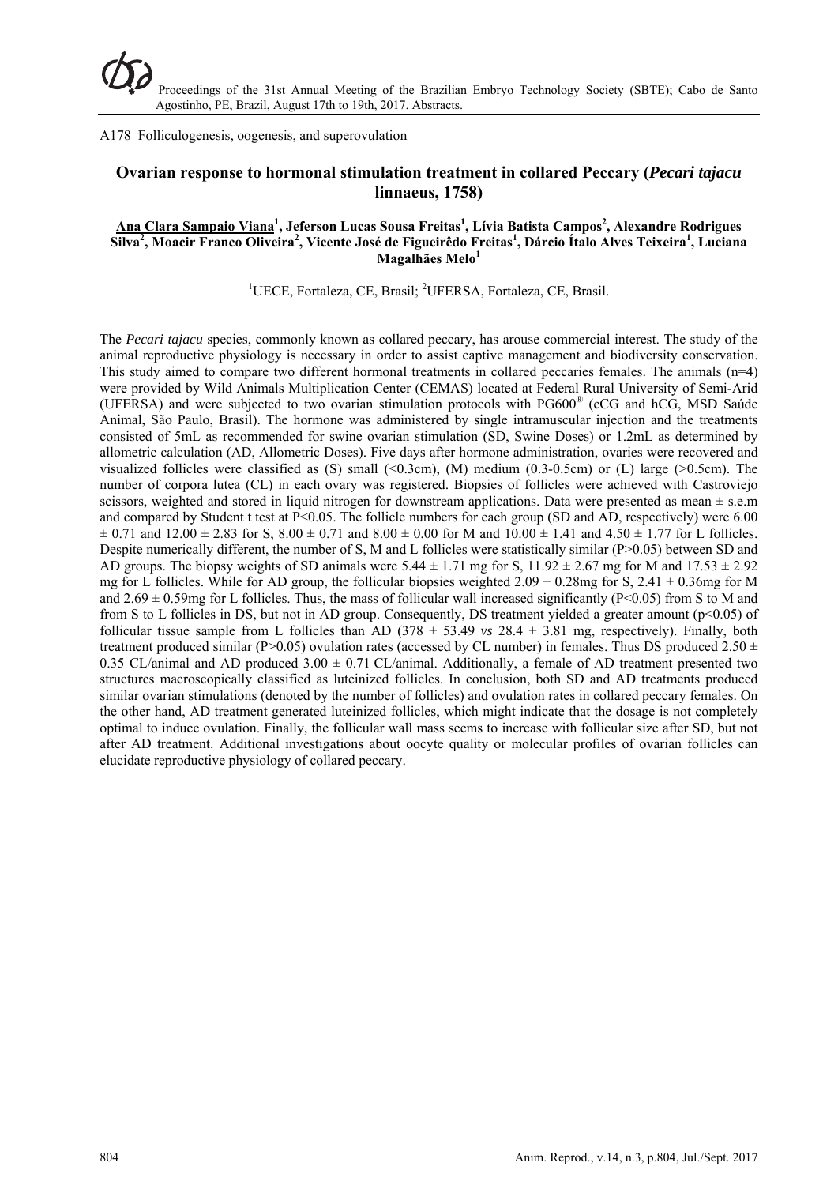A178 Folliculogenesis, oogenesis, and superovulation

## Ovarian response to hormonal stimulation treatment in collared Peccary (*Pecari tajacu* linnaeus, 1758)

**<u>Ana Clara Sampaio Viana</u>[1], Jeferson Lucas Sousa Freitas[1], Lívia Batista Campos[2], Alexandre Rodrigues Silva[2], Moacir Franco Oliveira[2], Vicente José de Figueirêdo Freitas[1], Dárcio Ítalo Alves Teixeira[1], Luciana Magalhães Melo[1]**

[1]UECE, Fortaleza, CE, Brasil; [2]UFERSA, Fortaleza, CE, Brasil.

The *Pecari tajacu* species, commonly known as collared peccary, has arouse commercial interest. The study of the animal reproductive physiology is necessary in order to assist captive management and biodiversity conservation. This study aimed to compare two different hormonal treatments in collared peccaries females. The animals (n=4) were provided by Wild Animals Multiplication Center (CEMAS) located at Federal Rural University of Semi-Arid (UFERSA) and were subjected to two ovarian stimulation protocols with PG600® (eCG and hCG, MSD Saúde Animal, São Paulo, Brasil). The hormone was administered by single intramuscular injection and the treatments consisted of 5mL as recommended for swine ovarian stimulation (SD, Swine Doses) or 1.2mL as determined by allometric calculation (AD, Allometric Doses). Five days after hormone administration, ovaries were recovered and visualized follicles were classified as (S) small (<0.3cm), (M) medium (0.3-0.5cm) or (L) large (>0.5cm). The number of corpora lutea (CL) in each ovary was registered. Biopsies of follicles were achieved with Castroviejo scissors, weighted and stored in liquid nitrogen for downstream applications. Data were presented as mean ± s.e.m and compared by Student t test at P<0.05. The follicle numbers for each group (SD and AD, respectively) were 6.00 ± 0.71 and 12.00 ± 2.83 for S, 8.00 ± 0.71 and 8.00 ± 0.00 for M and 10.00 ± 1.41 and 4.50 ± 1.77 for L follicles. Despite numerically different, the number of S, M and L follicles were statistically similar (P>0.05) between SD and AD groups. The biopsy weights of SD animals were 5.44 ± 1.71 mg for S, 11.92 ± 2.67 mg for M and 17.53 ± 2.92 mg for L follicles. While for AD group, the follicular biopsies weighted 2.09 ± 0.28mg for S, 2.41 ± 0.36mg for M and 2.69 ± 0.59mg for L follicles. Thus, the mass of follicular wall increased significantly (P<0.05) from S to M and from S to L follicles in DS, but not in AD group. Consequently, DS treatment yielded a greater amount (p<0.05) of follicular tissue sample from L follicles than AD (378 ± 53.49 *vs* 28.4 ± 3.81 mg, respectively). Finally, both treatment produced similar (P>0.05) ovulation rates (accessed by CL number) in females. Thus DS produced 2.50 ± 0.35 CL/animal and AD produced 3.00 ± 0.71 CL/animal. Additionally, a female of AD treatment presented two structures macroscopically classified as luteinized follicles. In conclusion, both SD and AD treatments produced similar ovarian stimulations (denoted by the number of follicles) and ovulation rates in collared peccary females. On the other hand, AD treatment generated luteinized follicles, which might indicate that the dosage is not completely optimal to induce ovulation. Finally, the follicular wall mass seems to increase with follicular size after SD, but not after AD treatment. Additional investigations about oocyte quality or molecular profiles of ovarian follicles can elucidate reproductive physiology of collared peccary.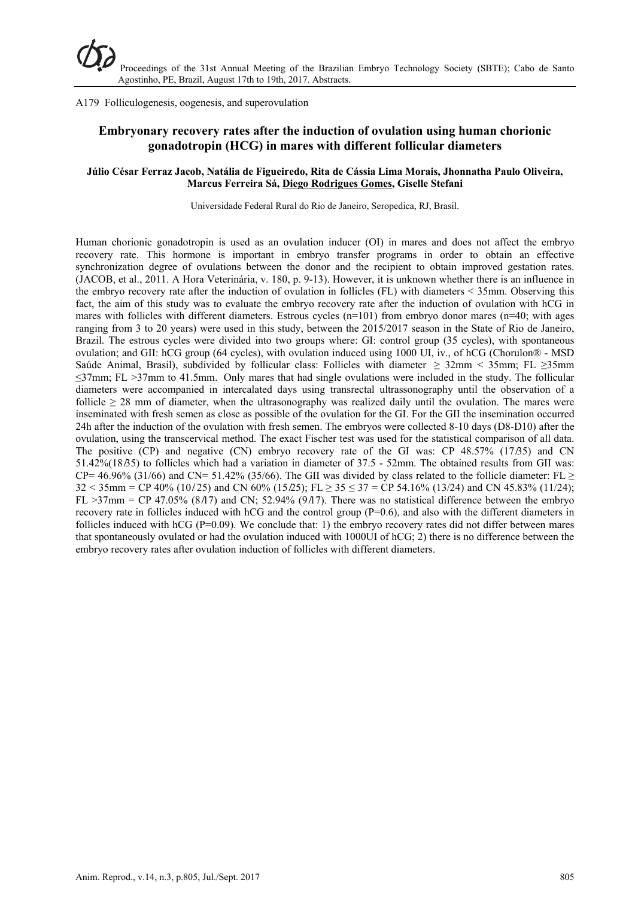A179 Folliculogenesis, oogenesis, and superovulation

## Embryonary recovery rates after the induction of ovulation using human chorionic gonadotropin (HCG) in mares with different follicular diameters

**Júlio César Ferraz Jacob, Natália de Figueiredo, Rita de Cássia Lima Morais, Jhonnatha Paulo Oliveira, Marcus Ferreira Sá, Diego Rodrigues Gomes, Giselle Stefani**

Universidade Federal Rural do Rio de Janeiro, Seropedica, RJ, Brasil.

Human chorionic gonadotropin is used as an ovulation inducer (OI) in mares and does not affect the embryo recovery rate. This hormone is important in embryo transfer programs in order to obtain an effective synchronization degree of ovulations between the donor and the recipient to obtain improved gestation rates. (JACOB, et al., 2011. A Hora Veterinária, v. 180, p. 9-13). However, it is unknown whether there is an influence in the embryo recovery rate after the induction of ovulation in follicles (FL) with diameters < 35mm. Observing this fact, the aim of this study was to evaluate the embryo recovery rate after the induction of ovulation with hCG in mares with follicles with different diameters. Estrous cycles (n=101) from embryo donor mares (n=40; with ages ranging from 3 to 20 years) were used in this study, between the 2015/2017 season in the State of Rio de Janeiro, Brazil. The estrous cycles were divided into two groups where: GI: control group (35 cycles), with spontaneous ovulation; and GII: hCG group (64 cycles), with ovulation induced using 1000 UI, iv., of hCG (Chorulon® - MSD Saúde Animal, Brasil), subdivided by follicular class: Follicles with diameter ≥ 32mm < 35mm; FL ≥35mm ≤37mm; FL >37mm to 41.5mm. Only mares that had single ovulations were included in the study. The follicular diameters were accompanied in intercalated days using transrectal ultrassonography until the observation of a follicle ≥ 28 mm of diameter, when the ultrasonography was realized daily until the ovulation. The mares were inseminated with fresh semen as close as possible of the ovulation for the GI. For the GII the insemination occurred 24h after the induction of the ovulation with fresh semen. The embryos were collected 8-10 days (D8-D10) after the ovulation, using the transcervical method. The exact Fischer test was used for the statistical comparison of all data. The positive (CP) and negative (CN) embryo recovery rate of the GI was: CP 48.57% (17/35) and CN 51.42%(18/35) to follicles which had a variation in diameter of 37.5 - 52mm. The obtained results from GII was: CP= 46.96% (31/66) and CN= 51.42% (35/66). The GII was divided by class related to the follicle diameter: FL ≥ 32 < 35mm = CP 40% (10/25) and CN 60% (15/25); FL ≥ 35 ≤ 37 = CP 54.16% (13/24) and CN 45.83% (11/24); FL >37mm = CP 47.05% (8/17) and CN; 52.94% (9/17). There was no statistical difference between the embryo recovery rate in follicles induced with hCG and the control group (P=0.6), and also with the different diameters in follicles induced with hCG (P=0.09). We conclude that: 1) the embryo recovery rates did not differ between mares that spontaneously ovulated or had the ovulation induced with 1000UI of hCG; 2) there is no difference between the embryo recovery rates after ovulation induction of follicles with different diameters.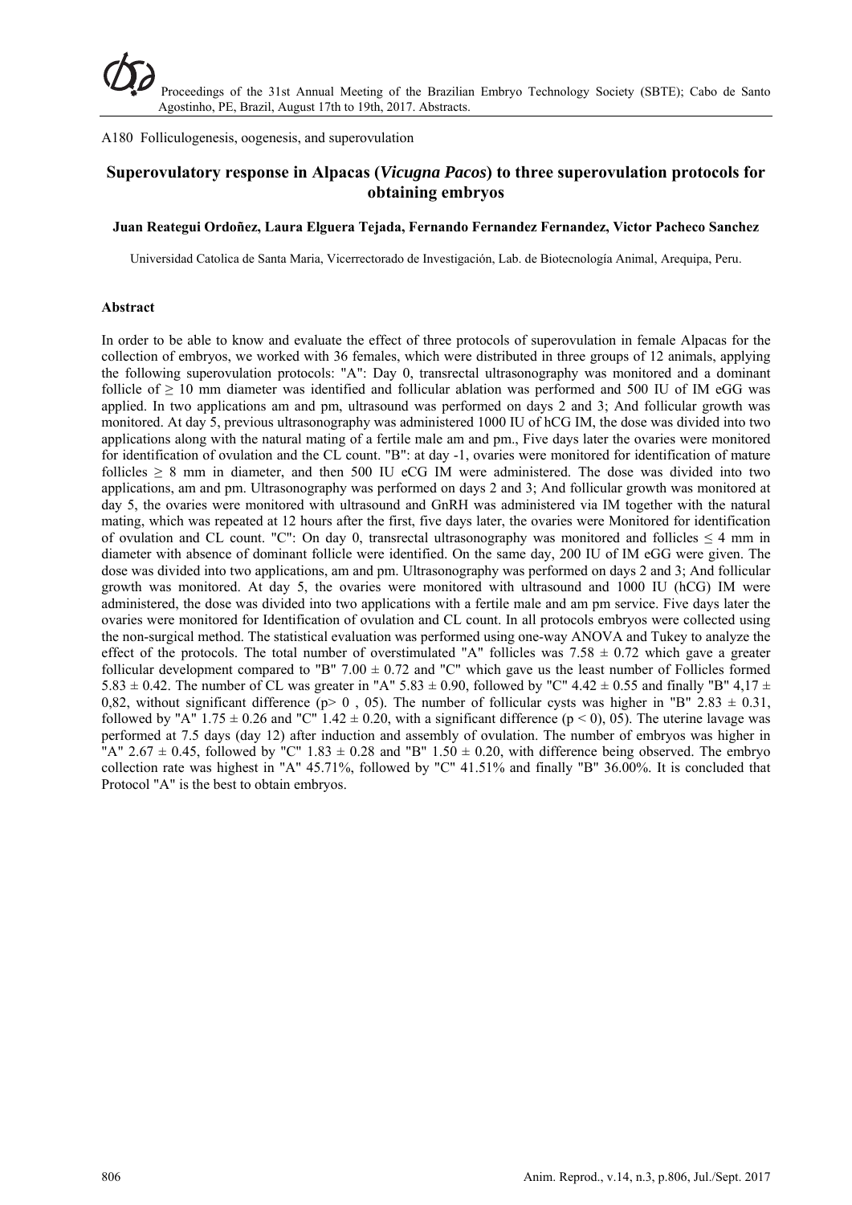A180 Folliculogenesis, oogenesis, and superovulation

# Superovulatory response in Alpacas (*Vicugna Pacos*) to three superovulation protocols for obtaining embryos

**Juan Reategui Ordoñez, Laura Elguera Tejada, Fernando Fernandez Fernandez, Victor Pacheco Sanchez**

Universidad Catolica de Santa Maria, Vicerrectorado de Investigación, Lab. de Biotecnología Animal, Arequipa, Peru.

## Abstract

In order to be able to know and evaluate the effect of three protocols of superovulation in female Alpacas for the collection of embryos, we worked with 36 females, which were distributed in three groups of 12 animals, applying the following superovulation protocols: "A": Day 0, transrectal ultrasonography was monitored and a dominant follicle of ≥ 10 mm diameter was identified and follicular ablation was performed and 500 IU of IM eGG was applied. In two applications am and pm, ultrasound was performed on days 2 and 3; And follicular growth was monitored. At day 5, previous ultrasonography was administered 1000 IU of hCG IM, the dose was divided into two applications along with the natural mating of a fertile male am and pm., Five days later the ovaries were monitored for identification of ovulation and the CL count. "B": at day -1, ovaries were monitored for identification of mature follicles ≥ 8 mm in diameter, and then 500 IU eCG IM were administered. The dose was divided into two applications, am and pm. Ultrasonography was performed on days 2 and 3; And follicular growth was monitored at day 5, the ovaries were monitored with ultrasound and GnRH was administered via IM together with the natural mating, which was repeated at 12 hours after the first, five days later, the ovaries were Monitored for identification of ovulation and CL count. "C": On day 0, transrectal ultrasonography was monitored and follicles ≤ 4 mm in diameter with absence of dominant follicle were identified. On the same day, 200 IU of IM eGG were given. The dose was divided into two applications, am and pm. Ultrasonography was performed on days 2 and 3; And follicular growth was monitored. At day 5, the ovaries were monitored with ultrasound and 1000 IU (hCG) IM were administered, the dose was divided into two applications with a fertile male and am pm service. Five days later the ovaries were monitored for Identification of ovulation and CL count. In all protocols embryos were collected using the non-surgical method. The statistical evaluation was performed using one-way ANOVA and Tukey to analyze the effect of the protocols. The total number of overstimulated "A" follicles was 7.58 ± 0.72 which gave a greater follicular development compared to "B" 7.00 ± 0.72 and "C" which gave us the least number of Follicles formed 5.83 ± 0.42. The number of CL was greater in "A" 5.83 ± 0.90, followed by "C" 4.42 ± 0.55 and finally "B" 4,17 ± 0,82, without significant difference (p> 0 , 05). The number of follicular cysts was higher in "B" 2.83 ± 0.31, followed by "A" 1.75 ± 0.26 and "C" 1.42 ± 0.20, with a significant difference (p < 0), 05). The uterine lavage was performed at 7.5 days (day 12) after induction and assembly of ovulation. The number of embryos was higher in "A" 2.67 ± 0.45, followed by "C" 1.83 ± 0.28 and "B" 1.50 ± 0.20, with difference being observed. The embryo collection rate was highest in "A" 45.71%, followed by "C" 41.51% and finally "B" 36.00%. It is concluded that Protocol "A" is the best to obtain embryos.